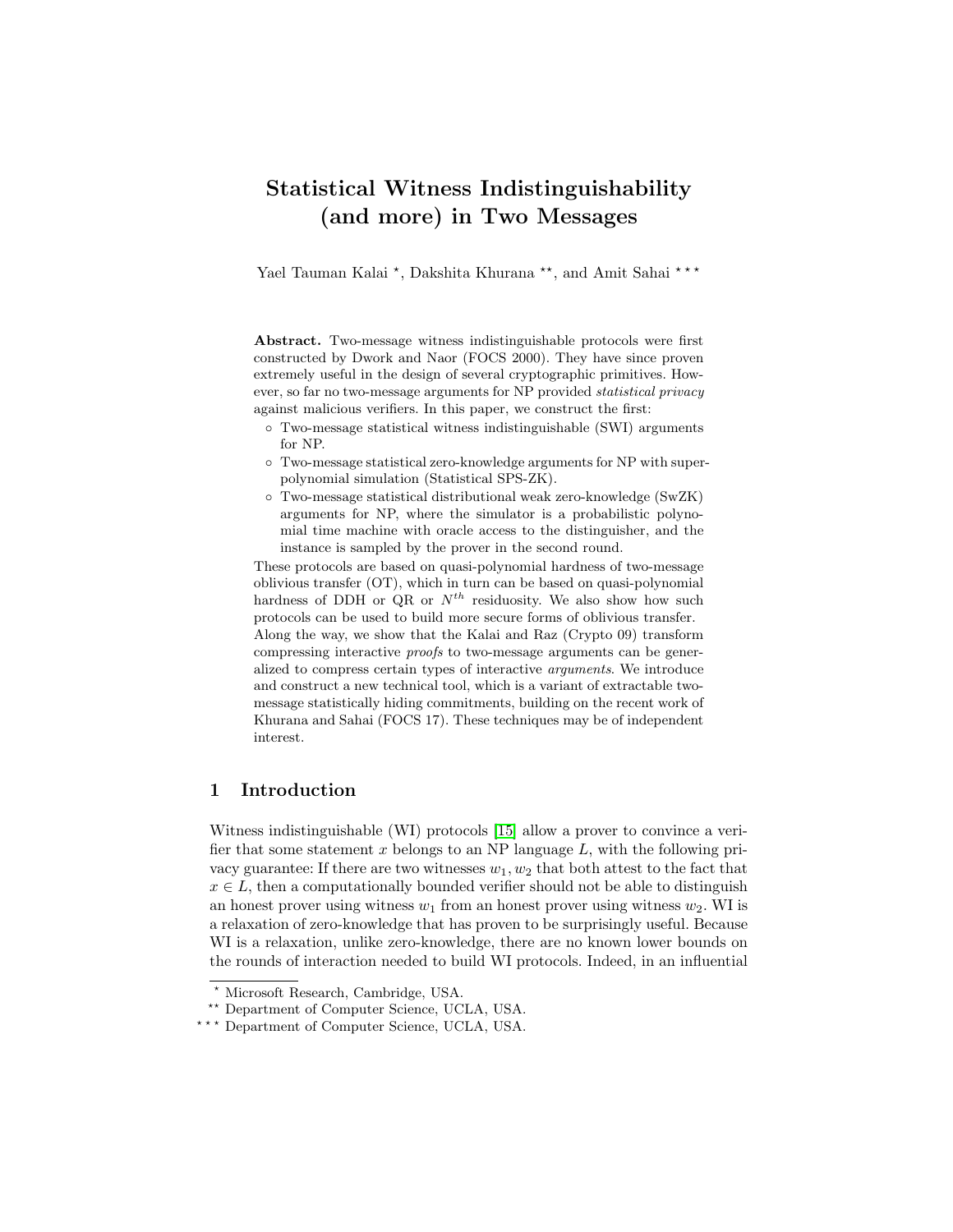# Statistical Witness Indistinguishability (and more) in Two Messages

Yael Tauman Kalai [*], Dakshita Khurana [**], and Amit Sahai [***]

**Abstract.** Two-message witness indistinguishable protocols were first constructed by Dwork and Naor (FOCS 2000). They have since proven extremely useful in the design of several cryptographic primitives. However, so far no two-message arguments for NP provided *statistical privacy* against malicious verifiers. In this paper, we construct the first:

- Two-message statistical witness indistinguishable (SWI) arguments for NP.
- Two-message statistical zero-knowledge arguments for NP with super-polynomial simulation (Statistical SPS-ZK).
- Two-message statistical distributional weak zero-knowledge (SwZK) arguments for NP, where the simulator is a probabilistic polynomial time machine with oracle access to the distinguisher, and the instance is sampled by the prover in the second round.

These protocols are based on quasi-polynomial hardness of two-message oblivious transfer (OT), which in turn can be based on quasi-polynomial hardness of DDH or QR or $N^{th}$ residuosity. We also show how such protocols can be used to build more secure forms of oblivious transfer. Along the way, we show that the Kalai and Raz (Crypto 09) transform compressing interactive *proofs* to two-message arguments can be generalized to compress certain types of interactive *arguments*. We introduce and construct a new technical tool, which is a variant of extractable two-message statistically hiding commitments, building on the recent work of Khurana and Sahai (FOCS 17). These techniques may be of independent interest.

## 1 Introduction

Witness indistinguishable (WI) protocols [15] allow a prover to convince a verifier that some statement $x$ belongs to an NP language $L$, with the following privacy guarantee: If there are two witnesses $w_1, w_2$ that both attest to the fact that $x \in L$, then a computationally bounded verifier should not be able to distinguish an honest prover using witness $w_1$ from an honest prover using witness $w_2$. WI is a relaxation of zero-knowledge that has proven to be surprisingly useful. Because WI is a relaxation, unlike zero-knowledge, there are no known lower bounds on the rounds of interaction needed to build WI protocols. Indeed, in an influential

[*] Microsoft Research, Cambridge, USA.

[**] Department of Computer Science, UCLA, USA.

[***] Department of Computer Science, UCLA, USA.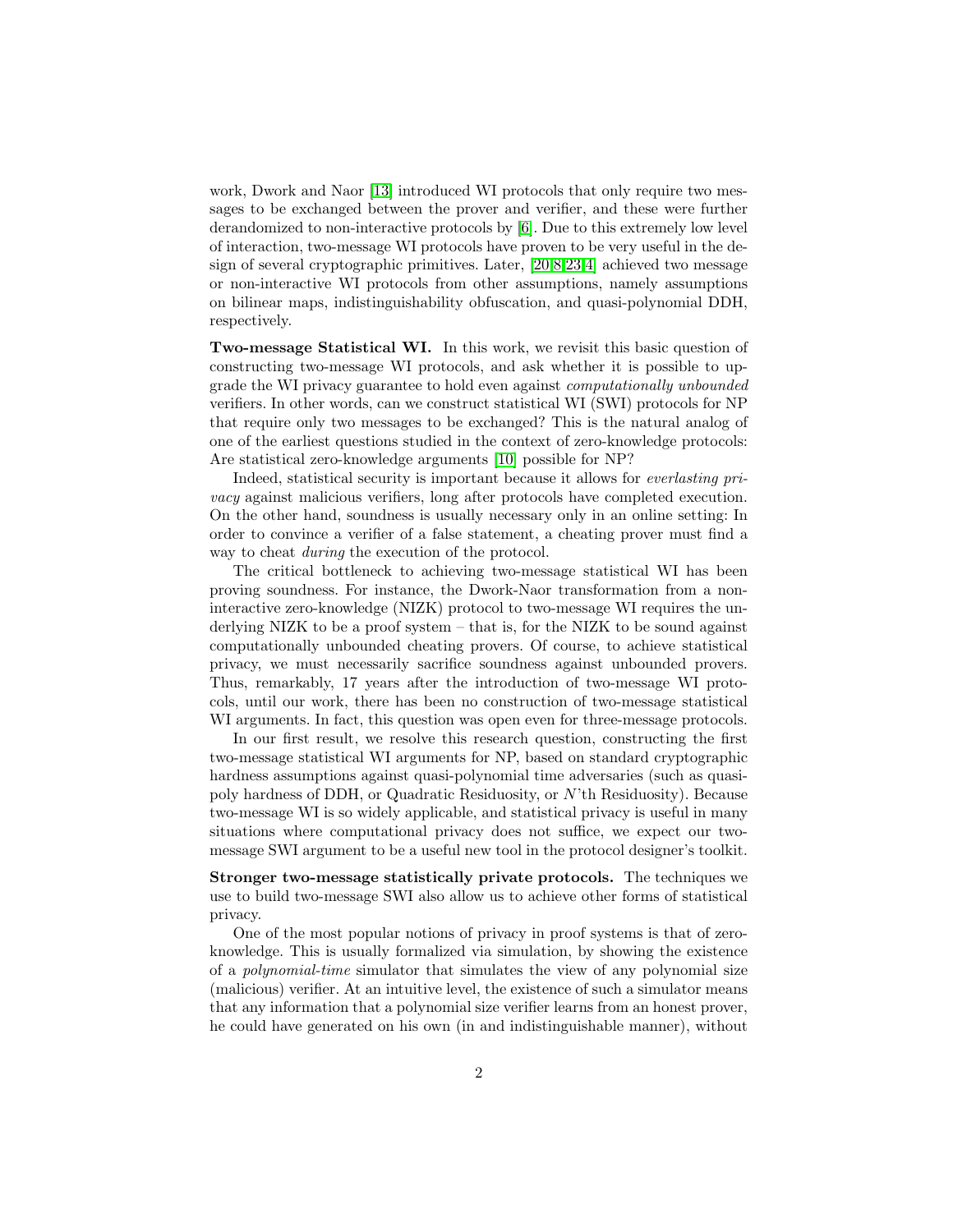work, Dwork and Naor [13] introduced WI protocols that only require two messages to be exchanged between the prover and verifier, and these were further derandomized to non-interactive protocols by [6]. Due to this extremely low level of interaction, two-message WI protocols have proven to be very useful in the design of several cryptographic primitives. Later, [20,8,23,4] achieved two message or non-interactive WI protocols from other assumptions, namely assumptions on bilinear maps, indistinguishability obfuscation, and quasi-polynomial DDH, respectively.

**Two-message Statistical WI.** In this work, we revisit this basic question of constructing two-message WI protocols, and ask whether it is possible to upgrade the WI privacy guarantee to hold even against *computationally unbounded* verifiers. In other words, can we construct statistical WI (SWI) protocols for NP that require only two messages to be exchanged? This is the natural analog of one of the earliest questions studied in the context of zero-knowledge protocols: Are statistical zero-knowledge arguments [10] possible for NP?

Indeed, statistical security is important because it allows for *everlasting privacy* against malicious verifiers, long after protocols have completed execution. On the other hand, soundness is usually necessary only in an online setting: In order to convince a verifier of a false statement, a cheating prover must find a way to cheat *during* the execution of the protocol.

The critical bottleneck to achieving two-message statistical WI has been proving soundness. For instance, the Dwork-Naor transformation from a non-interactive zero-knowledge (NIZK) protocol to two-message WI requires the underlying NIZK to be a proof system – that is, for the NIZK to be sound against computationally unbounded cheating provers. Of course, to achieve statistical privacy, we must necessarily sacrifice soundness against unbounded provers. Thus, remarkably, 17 years after the introduction of two-message WI protocols, until our work, there has been no construction of two-message statistical WI arguments. In fact, this question was open even for three-message protocols.

In our first result, we resolve this research question, constructing the first two-message statistical WI arguments for NP, based on standard cryptographic hardness assumptions against quasi-polynomial time adversaries (such as quasi-poly hardness of DDH, or Quadratic Residuosity, or $N$'th Residuosity). Because two-message WI is so widely applicable, and statistical privacy is useful in many situations where computational privacy does not suffice, we expect our two-message SWI argument to be a useful new tool in the protocol designer's toolkit.

**Stronger two-message statistically private protocols.** The techniques we use to build two-message SWI also allow us to achieve other forms of statistical privacy.

One of the most popular notions of privacy in proof systems is that of zero-knowledge. This is usually formalized via simulation, by showing the existence of a *polynomial-time* simulator that simulates the view of any polynomial size (malicious) verifier. At an intuitive level, the existence of such a simulator means that any information that a polynomial size verifier learns from an honest prover, he could have generated on his own (in and indistinguishable manner), without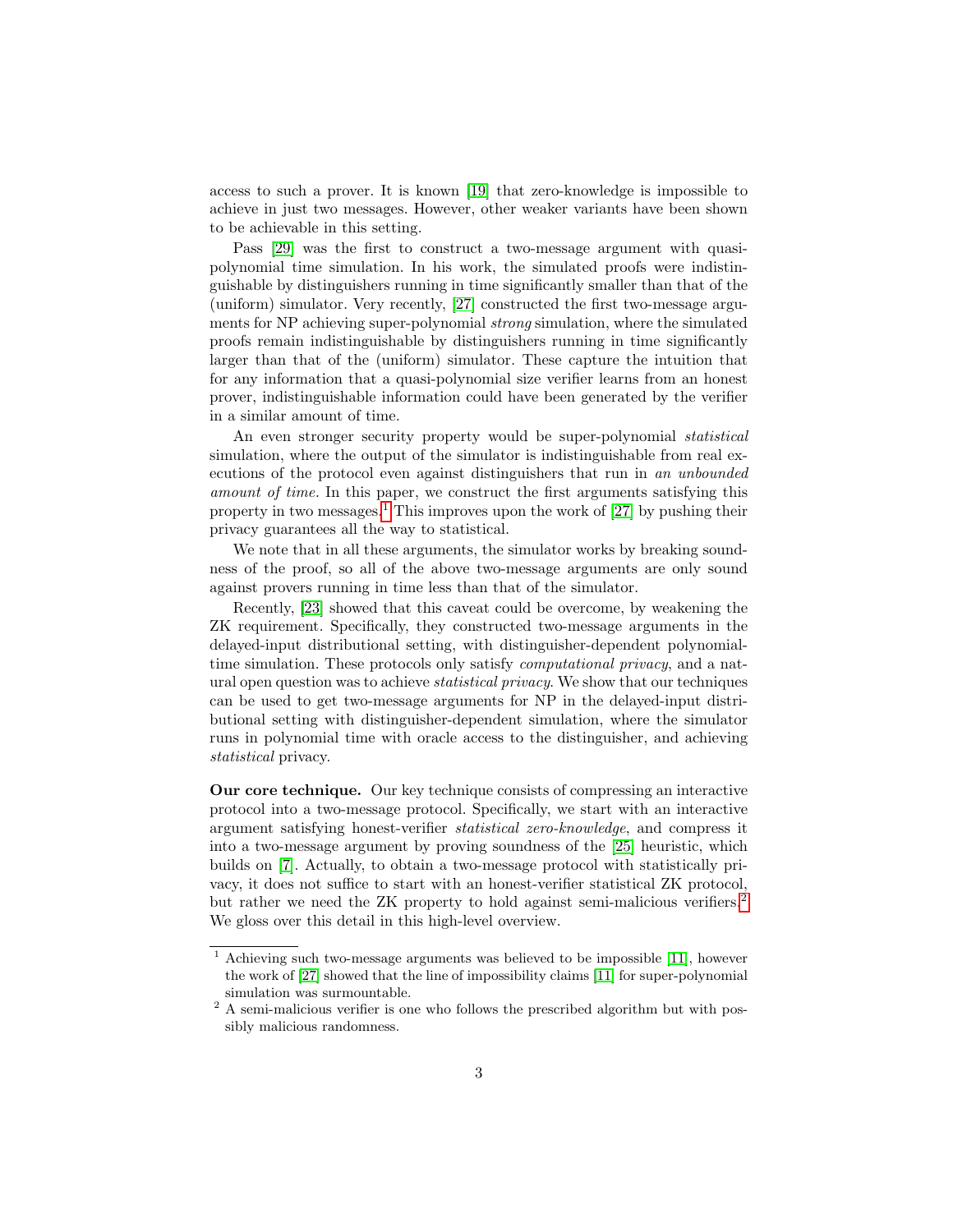access to such a prover. It is known [19] that zero-knowledge is impossible to achieve in just two messages. However, other weaker variants have been shown to be achievable in this setting.

Pass [29] was the first to construct a two-message argument with quasi-polynomial time simulation. In his work, the simulated proofs were indistinguishable by distinguishers running in time significantly smaller than that of the (uniform) simulator. Very recently, [27] constructed the first two-message arguments for NP achieving super-polynomial *strong* simulation, where the simulated proofs remain indistinguishable by distinguishers running in time significantly larger than that of the (uniform) simulator. These capture the intuition that for any information that a quasi-polynomial size verifier learns from an honest prover, indistinguishable information could have been generated by the verifier in a similar amount of time.

An even stronger security property would be super-polynomial *statistical* simulation, where the output of the simulator is indistinguishable from real executions of the protocol even against distinguishers that run in *an unbounded amount of time*. In this paper, we construct the first arguments satisfying this property in two messages.[1] This improves upon the work of [27] by pushing their privacy guarantees all the way to statistical.

We note that in all these arguments, the simulator works by breaking soundness of the proof, so all of the above two-message arguments are only sound against provers running in time less than that of the simulator.

Recently, [23] showed that this caveat could be overcome, by weakening the ZK requirement. Specifically, they constructed two-message arguments in the delayed-input distributional setting, with distinguisher-dependent polynomial-time simulation. These protocols only satisfy *computational privacy*, and a natural open question was to achieve *statistical privacy*. We show that our techniques can be used to get two-message arguments for NP in the delayed-input distributional setting with distinguisher-dependent simulation, where the simulator runs in polynomial time with oracle access to the distinguisher, and achieving *statistical* privacy.

**Our core technique.** Our key technique consists of compressing an interactive protocol into a two-message protocol. Specifically, we start with an interactive argument satisfying honest-verifier *statistical zero-knowledge*, and compress it into a two-message argument by proving soundness of the [25] heuristic, which builds on [7]. Actually, to obtain a two-message protocol with statistically privacy, it does not suffice to start with an honest-verifier statistical ZK protocol, but rather we need the ZK property to hold against semi-malicious verifiers.[2] We gloss over this detail in this high-level overview.

---

[1] Achieving such two-message arguments was believed to be impossible [11], however the work of [27] showed that the line of impossibility claims [11] for super-polynomial simulation was surmountable.

[2] A semi-malicious verifier is one who follows the prescribed algorithm but with possibly malicious randomness.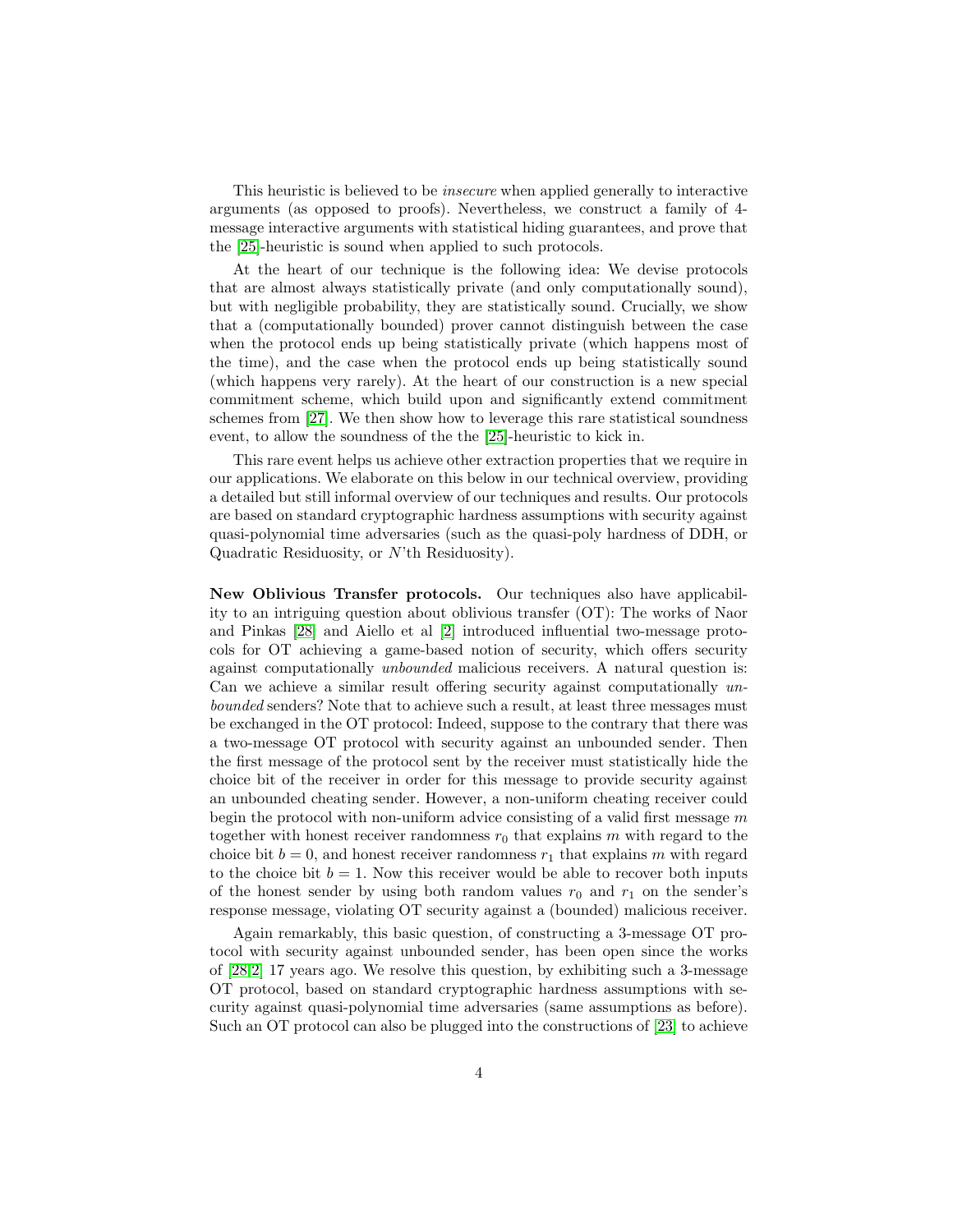This heuristic is believed to be *insecure* when applied generally to interactive arguments (as opposed to proofs). Nevertheless, we construct a family of 4-message interactive arguments with statistical hiding guarantees, and prove that the [25]-heuristic is sound when applied to such protocols.

At the heart of our technique is the following idea: We devise protocols that are almost always statistically private (and only computationally sound), but with negligible probability, they are statistically sound. Crucially, we show that a (computationally bounded) prover cannot distinguish between the case when the protocol ends up being statistically private (which happens most of the time), and the case when the protocol ends up being statistically sound (which happens very rarely). At the heart of our construction is a new special commitment scheme, which build upon and significantly extend commitment schemes from [27]. We then show how to leverage this rare statistical soundness event, to allow the soundness of the the [25]-heuristic to kick in.

This rare event helps us achieve other extraction properties that we require in our applications. We elaborate on this below in our technical overview, providing a detailed but still informal overview of our techniques and results. Our protocols are based on standard cryptographic hardness assumptions with security against quasi-polynomial time adversaries (such as the quasi-poly hardness of DDH, or Quadratic Residuosity, or $N$'th Residuosity).

**New Oblivious Transfer protocols.** Our techniques also have applicability to an intriguing question about oblivious transfer (OT): The works of Naor and Pinkas [28] and Aiello et al [2] introduced influential two-message protocols for OT achieving a game-based notion of security, which offers security against computationally *unbounded* malicious receivers. A natural question is: Can we achieve a similar result offering security against computationally *unbounded* senders? Note that to achieve such a result, at least three messages must be exchanged in the OT protocol: Indeed, suppose to the contrary that there was a two-message OT protocol with security against an unbounded sender. Then the first message of the protocol sent by the receiver must statistically hide the choice bit of the receiver in order for this message to provide security against an unbounded cheating sender. However, a non-uniform cheating receiver could begin the protocol with non-uniform advice consisting of a valid first message $m$ together with honest receiver randomness $r_0$ that explains $m$ with regard to the choice bit $b = 0$, and honest receiver randomness $r_1$ that explains $m$ with regard to the choice bit $b = 1$. Now this receiver would be able to recover both inputs of the honest sender by using both random values $r_0$ and $r_1$ on the sender's response message, violating OT security against a (bounded) malicious receiver.

Again remarkably, this basic question, of constructing a 3-message OT protocol with security against unbounded sender, has been open since the works of [28,2] 17 years ago. We resolve this question, by exhibiting such a 3-message OT protocol, based on standard cryptographic hardness assumptions with security against quasi-polynomial time adversaries (same assumptions as before). Such an OT protocol can also be plugged into the constructions of [23] to achieve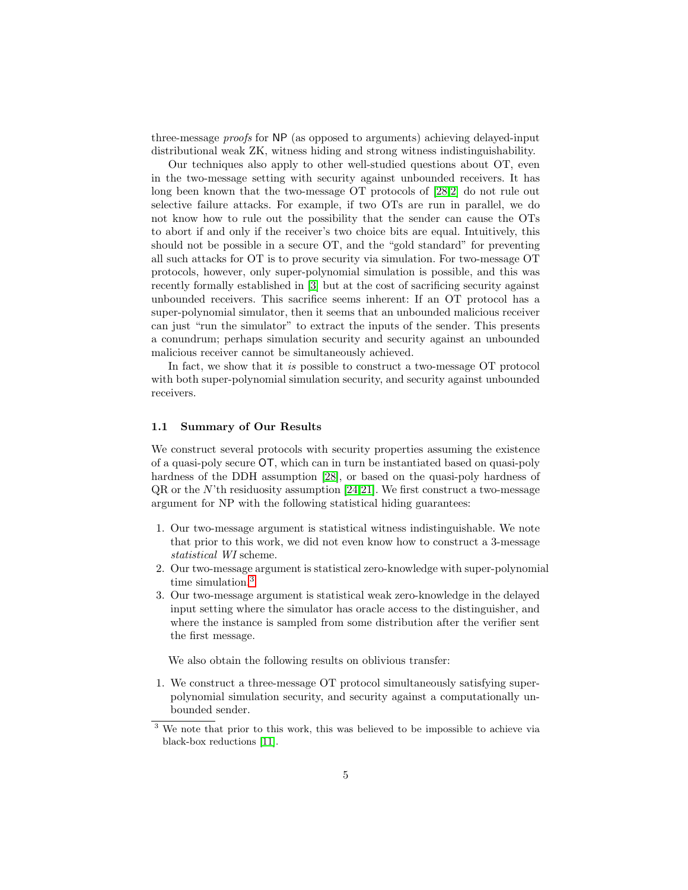three-message *proofs* for NP (as opposed to arguments) achieving delayed-input distributional weak ZK, witness hiding and strong witness indistinguishability.

Our techniques also apply to other well-studied questions about OT, even in the two-message setting with security against unbounded receivers. It has long been known that the two-message OT protocols of [28,2] do not rule out selective failure attacks. For example, if two OTs are run in parallel, we do not know how to rule out the possibility that the sender can cause the OTs to abort if and only if the receiver's two choice bits are equal. Intuitively, this should not be possible in a secure OT, and the "gold standard" for preventing all such attacks for OT is to prove security via simulation. For two-message OT protocols, however, only super-polynomial simulation is possible, and this was recently formally established in [3] but at the cost of sacrificing security against unbounded receivers. This sacrifice seems inherent: If an OT protocol has a super-polynomial simulator, then it seems that an unbounded malicious receiver can just "run the simulator" to extract the inputs of the sender. This presents a conundrum; perhaps simulation security and security against an unbounded malicious receiver cannot be simultaneously achieved.

In fact, we show that it *is* possible to construct a two-message OT protocol with both super-polynomial simulation security, and security against unbounded receivers.

### 1.1 Summary of Our Results

We construct several protocols with security properties assuming the existence of a quasi-poly secure OT, which can in turn be instantiated based on quasi-poly hardness of the DDH assumption [28], or based on the quasi-poly hardness of QR or the $N$'th residuosity assumption [24,21]. We first construct a two-message argument for NP with the following statistical hiding guarantees:

1. Our two-message argument is statistical witness indistinguishable. We note that prior to this work, we did not even know how to construct a 3-message *statistical WI* scheme.
2. Our two-message argument is statistical zero-knowledge with super-polynomial time simulation.[3]
3. Our two-message argument is statistical weak zero-knowledge in the delayed input setting where the simulator has oracle access to the distinguisher, and where the instance is sampled from some distribution after the verifier sent the first message.

We also obtain the following results on oblivious transfer:

1. We construct a three-message OT protocol simultaneously satisfying super-polynomial simulation security, and security against a computationally unbounded sender.

[3] We note that prior to this work, this was believed to be impossible to achieve via black-box reductions [11].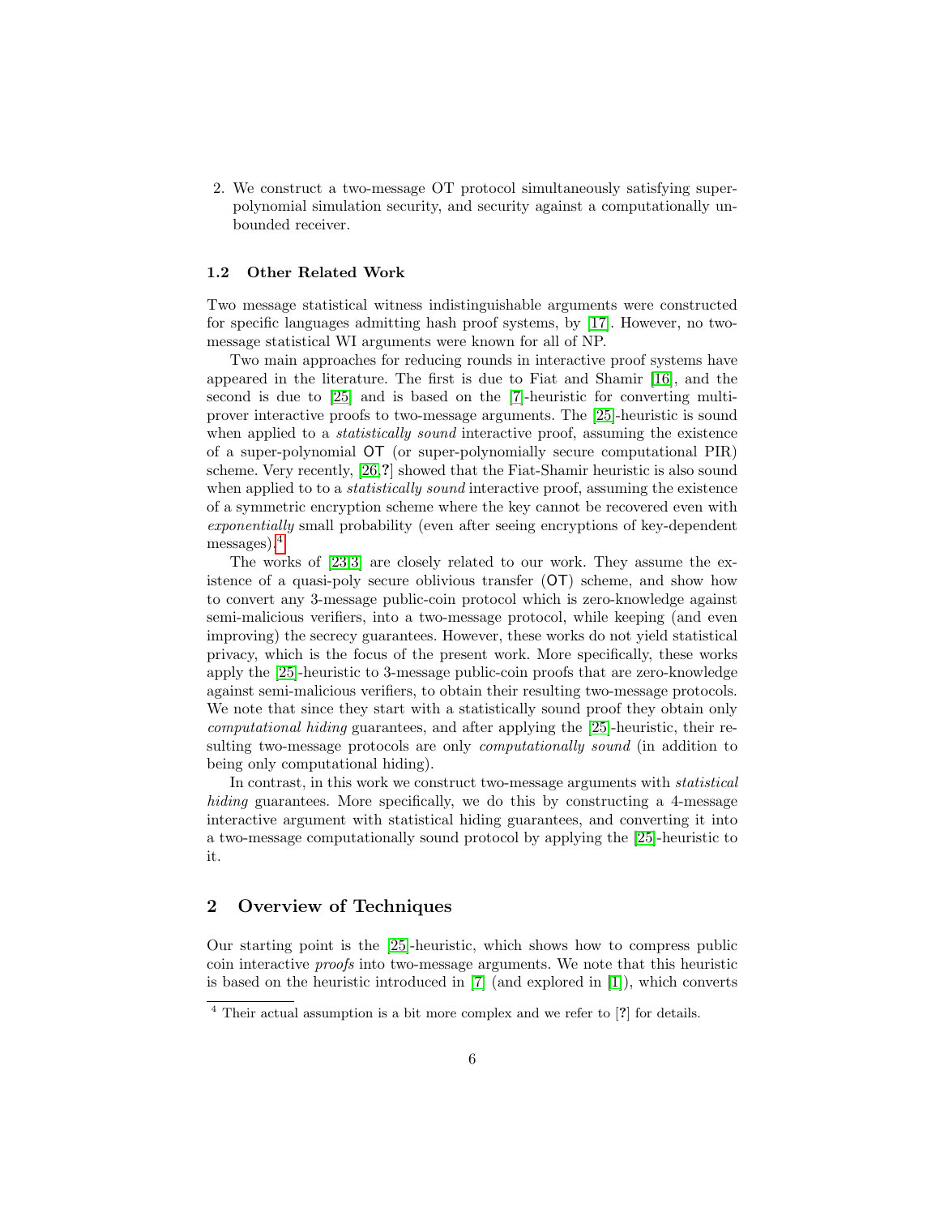2. We construct a two-message OT protocol simultaneously satisfying super-polynomial simulation security, and security against a computationally unbounded receiver.

### 1.2 Other Related Work

Two message statistical witness indistinguishable arguments were constructed for specific languages admitting hash proof systems, by [17]. However, no two-message statistical WI arguments were known for all of NP.

Two main approaches for reducing rounds in interactive proof systems have appeared in the literature. The first is due to Fiat and Shamir [16], and the second is due to [25] and is based on the [7]-heuristic for converting multi-prover interactive proofs to two-message arguments. The [25]-heuristic is sound when applied to a *statistically sound* interactive proof, assuming the existence of a super-polynomial OT (or super-polynomially secure computational PIR) scheme. Very recently, [26,?] showed that the Fiat-Shamir heuristic is also sound when applied to to a *statistically sound* interactive proof, assuming the existence of a symmetric encryption scheme where the key cannot be recovered even with *exponentially* small probability (even after seeing encryptions of key-dependent messages).[4]

The works of [23,3] are closely related to our work. They assume the existence of a quasi-poly secure oblivious transfer (OT) scheme, and show how to convert any 3-message public-coin protocol which is zero-knowledge against semi-malicious verifiers, into a two-message protocol, while keeping (and even improving) the secrecy guarantees. However, these works do not yield statistical privacy, which is the focus of the present work. More specifically, these works apply the [25]-heuristic to 3-message public-coin proofs that are zero-knowledge against semi-malicious verifiers, to obtain their resulting two-message protocols. We note that since they start with a statistically sound proof they obtain only *computational hiding* guarantees, and after applying the [25]-heuristic, their resulting two-message protocols are only *computationally sound* (in addition to being only computational hiding).

In contrast, in this work we construct two-message arguments with *statistical hiding* guarantees. More specifically, we do this by constructing a 4-message interactive argument with statistical hiding guarantees, and converting it into a two-message computationally sound protocol by applying the [25]-heuristic to it.

## 2 Overview of Techniques

Our starting point is the [25]-heuristic, which shows how to compress public coin interactive *proofs* into two-message arguments. We note that this heuristic is based on the heuristic introduced in [7] (and explored in [1]), which converts

[4] Their actual assumption is a bit more complex and we refer to [?] for details.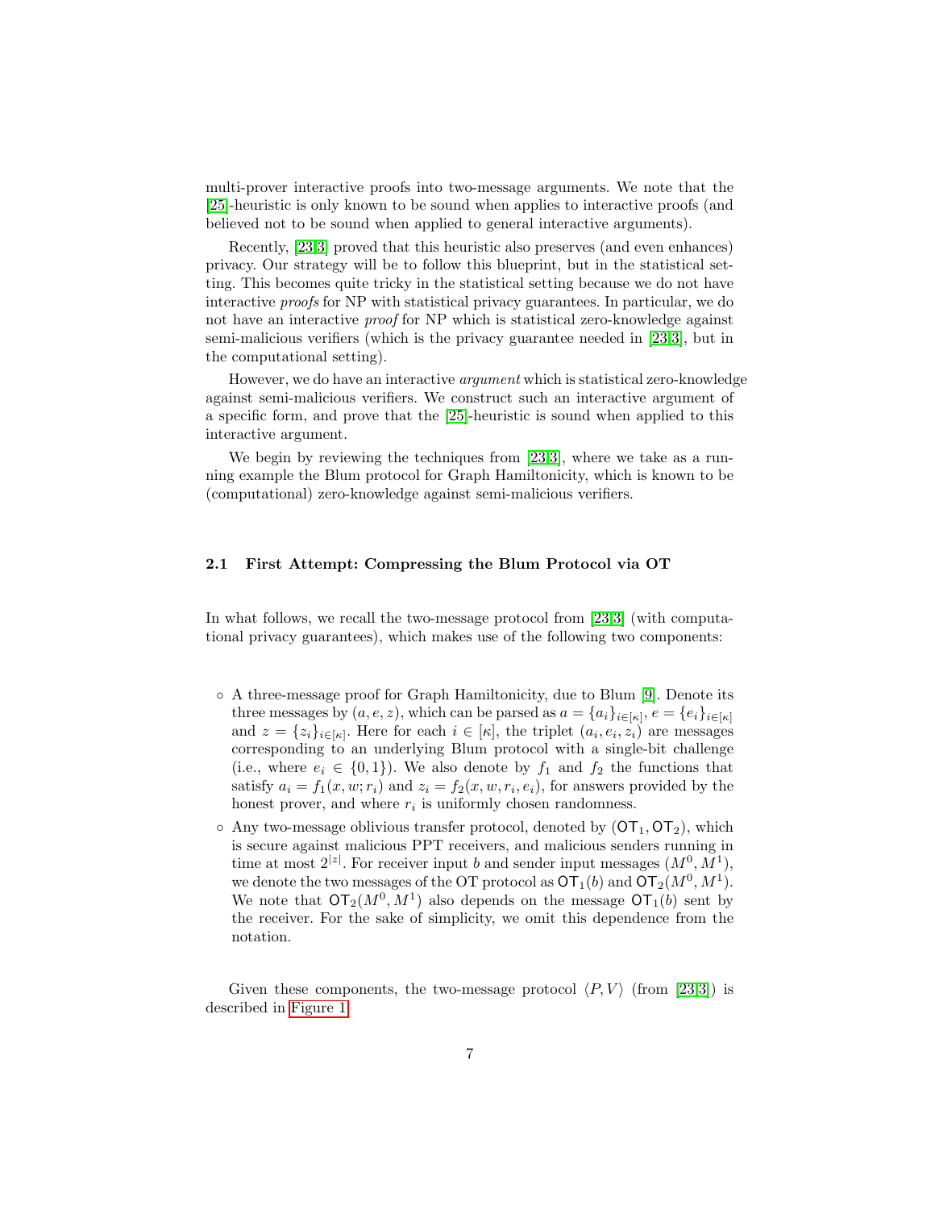multi-prover interactive proofs into two-message arguments. We note that the [25]-heuristic is only known to be sound when applies to interactive proofs (and believed not to be sound when applied to general interactive arguments).

Recently, [23,3] proved that this heuristic also preserves (and even enhances) privacy. Our strategy will be to follow this blueprint, but in the statistical setting. This becomes quite tricky in the statistical setting because we do not have interactive *proofs* for NP with statistical privacy guarantees. In particular, we do not have an interactive *proof* for NP which is statistical zero-knowledge against semi-malicious verifiers (which is the privacy guarantee needed in [23,3], but in the computational setting).

However, we do have an interactive *argument* which is statistical zero-knowledge against semi-malicious verifiers. We construct such an interactive argument of a specific form, and prove that the [25]-heuristic is sound when applied to this interactive argument.

We begin by reviewing the techniques from [23,3], where we take as a running example the Blum protocol for Graph Hamiltonicity, which is known to be (computational) zero-knowledge against semi-malicious verifiers.

### 2.1 First Attempt: Compressing the Blum Protocol via OT

In what follows, we recall the two-message protocol from [23,3] (with computational privacy guarantees), which makes use of the following two components:

- A three-message proof for Graph Hamiltonicity, due to Blum [9]. Denote its three messages by $(a, e, z)$, which can be parsed as $a = \{a_i\}_{i \in [\kappa]}$, $e = \{e_i\}_{i \in [\kappa]}$ and $z = \{z_i\}_{i \in [\kappa]}$. Here for each $i \in [\kappa]$, the triplet $(a_i, e_i, z_i)$ are messages corresponding to an underlying Blum protocol with a single-bit challenge (i.e., where $e_i \in \{0, 1\}$). We also denote by $f_1$ and $f_2$ the functions that satisfy $a_i = f_1(x, w; r_i)$ and $z_i = f_2(x, w, r_i, e_i)$, for answers provided by the honest prover, and where $r_i$ is uniformly chosen randomness.
- Any two-message oblivious transfer protocol, denoted by $(\mathsf{OT}_1, \mathsf{OT}_2)$, which is secure against malicious PPT receivers, and malicious senders running in time at most $2^{|z|}$. For receiver input $b$ and sender input messages $(M^0, M^1)$, we denote the two messages of the OT protocol as $\mathsf{OT}_1(b)$ and $\mathsf{OT}_2(M^0, M^1)$. We note that $\mathsf{OT}_2(M^0, M^1)$ also depends on the message $\mathsf{OT}_1(b)$ sent by the receiver. For the sake of simplicity, we omit this dependence from the notation.

Given these components, the two-message protocol $\langle P, V \rangle$ (from [23,3]) is described in Figure 1.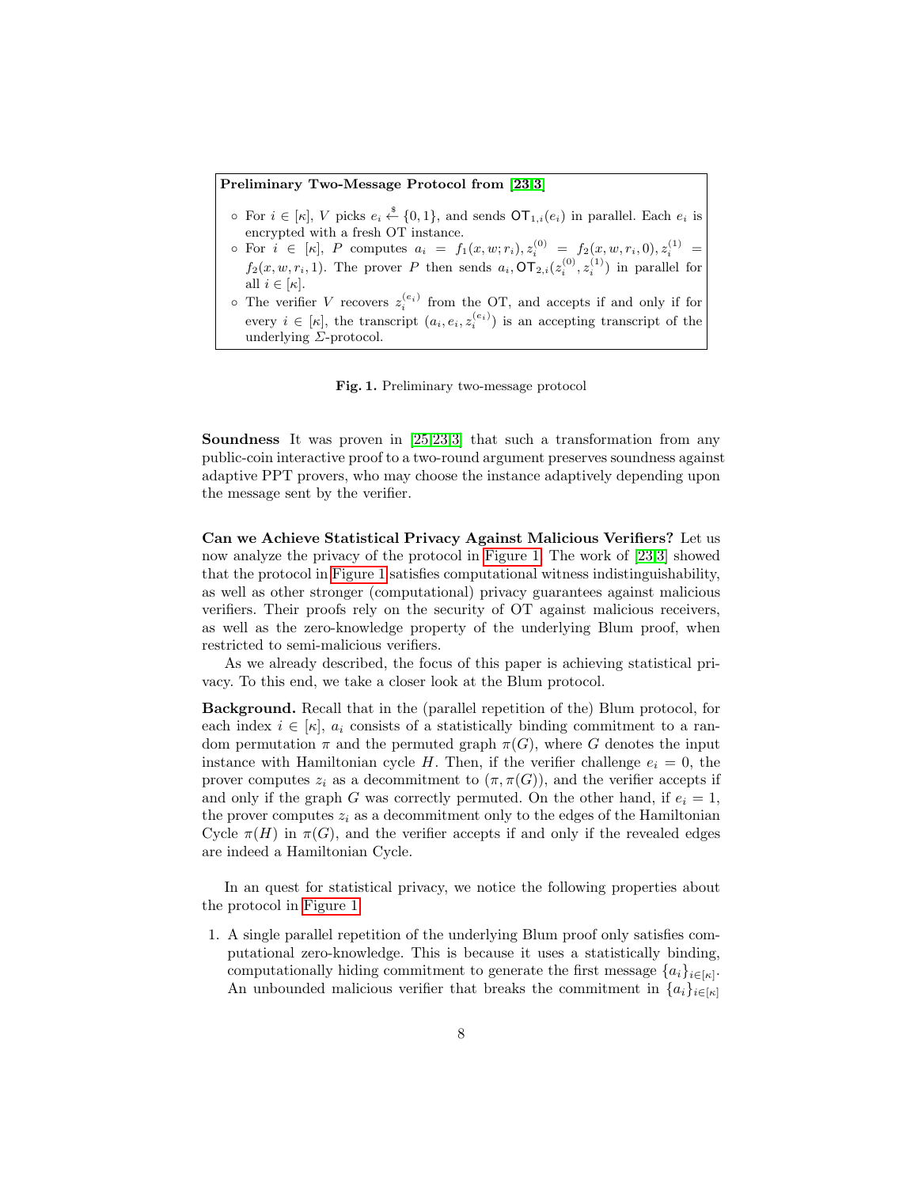**Preliminary Two-Message Protocol from [23,3]**

- For $i \in [\kappa]$, $V$ picks $e_i \xleftarrow{\$} \{0,1\}$, and sends $\mathsf{OT}_{1,i}(e_i)$ in parallel. Each $e_i$ is encrypted with a fresh OT instance.
- For $i \in [\kappa]$, $P$ computes $a_i = f_1(x, w; r_i), z_i^{(0)} = f_2(x, w, r_i, 0), z_i^{(1)} = f_2(x, w, r_i, 1)$. The prover $P$ then sends $a_i, \mathsf{OT}_{2,i}(z_i^{(0)}, z_i^{(1)})$ in parallel for all $i \in [\kappa]$.
- The verifier $V$ recovers $z_i^{(e_i)}$ from the OT, and accepts if and only if for every $i \in [\kappa]$, the transcript $(a_i, e_i, z_i^{(e_i)})$ is an accepting transcript of the underlying $\Sigma$-protocol.

**Fig. 1.** Preliminary two-message protocol

**Soundness** It was proven in [25,23,3] that such a transformation from any public-coin interactive proof to a two-round argument preserves soundness against adaptive PPT provers, who may choose the instance adaptively depending upon the message sent by the verifier.

**Can we Achieve Statistical Privacy Against Malicious Verifiers?** Let us now analyze the privacy of the protocol in Figure 1. The work of [23,3] showed that the protocol in Figure 1 satisfies computational witness indistinguishability, as well as other stronger (computational) privacy guarantees against malicious verifiers. Their proofs rely on the security of OT against malicious receivers, as well as the zero-knowledge property of the underlying Blum proof, when restricted to semi-malicious verifiers.

As we already described, the focus of this paper is achieving statistical privacy. To this end, we take a closer look at the Blum protocol.

**Background.** Recall that in the (parallel repetition of the) Blum protocol, for each index $i \in [\kappa]$, $a_i$ consists of a statistically binding commitment to a random permutation $\pi$ and the permuted graph $\pi(G)$, where $G$ denotes the input instance with Hamiltonian cycle $H$. Then, if the verifier challenge $e_i = 0$, the prover computes $z_i$ as a decommitment to $(\pi, \pi(G))$, and the verifier accepts if and only if the graph $G$ was correctly permuted. On the other hand, if $e_i = 1$, the prover computes $z_i$ as a decommitment only to the edges of the Hamiltonian Cycle $\pi(H)$ in $\pi(G)$, and the verifier accepts if and only if the revealed edges are indeed a Hamiltonian Cycle.

In an quest for statistical privacy, we notice the following properties about the protocol in Figure 1.

1. A single parallel repetition of the underlying Blum proof only satisfies computational zero-knowledge. This is because it uses a statistically binding, computationally hiding commitment to generate the first message $\{a_i\}_{i \in [\kappa]}$. An unbounded malicious verifier that breaks the commitment in $\{a_i\}_{i \in [\kappa]}$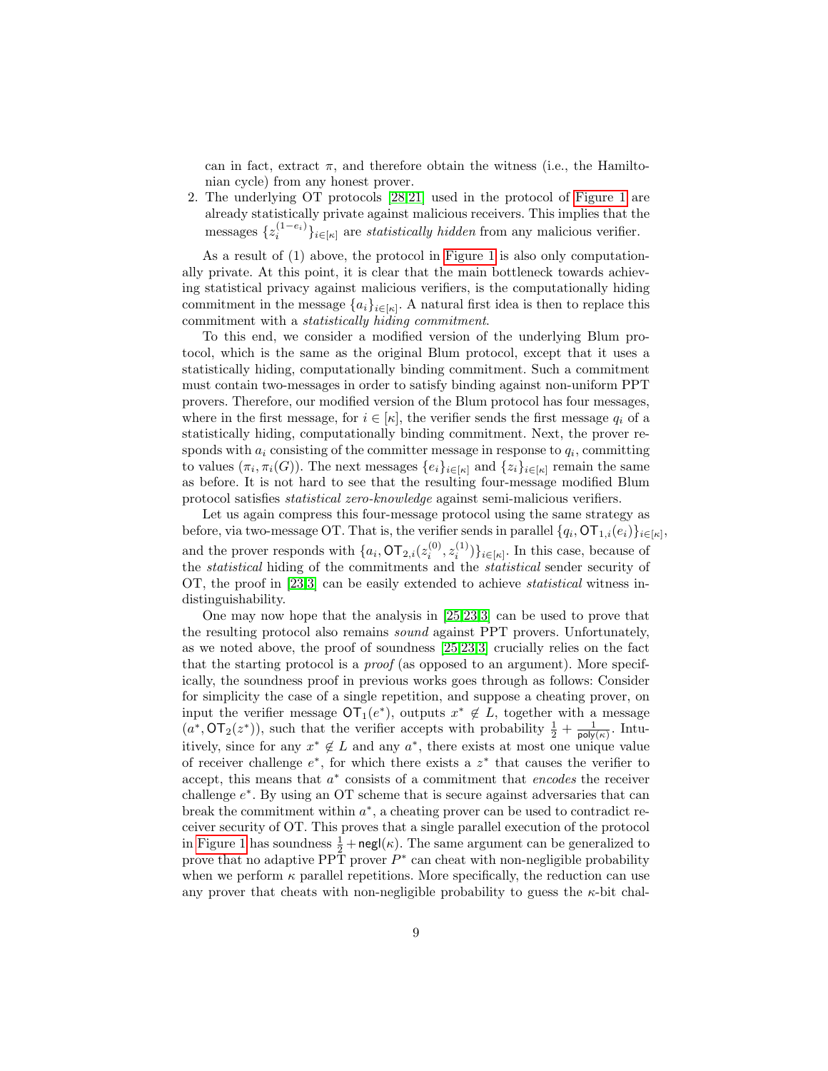can in fact, extract $\pi$, and therefore obtain the witness (i.e., the Hamiltonian cycle) from any honest prover.

2. The underlying OT protocols [28,21] used in the protocol of Figure 1 are already statistically private against malicious receivers. This implies that the messages $\{z_i^{(1-e_i)}\}_{i\in[\kappa]}$ are *statistically hidden* from any malicious verifier.

As a result of (1) above, the protocol in Figure 1 is also only computationally private. At this point, it is clear that the main bottleneck towards achieving statistical privacy against malicious verifiers, is the computationally hiding commitment in the message $\{a_i\}_{i\in[\kappa]}$. A natural first idea is then to replace this commitment with a *statistically hiding commitment*.

To this end, we consider a modified version of the underlying Blum protocol, which is the same as the original Blum protocol, except that it uses a statistically hiding, computationally binding commitment. Such a commitment must contain two-messages in order to satisfy binding against non-uniform PPT provers. Therefore, our modified version of the Blum protocol has four messages, where in the first message, for $i \in [\kappa]$, the verifier sends the first message $q_i$ of a statistically hiding, computationally binding commitment. Next, the prover responds with $a_i$ consisting of the committer message in response to $q_i$, committing to values $(\pi_i, \pi_i(G))$. The next messages $\{e_i\}_{i\in[\kappa]}$ and $\{z_i\}_{i\in[\kappa]}$ remain the same as before. It is not hard to see that the resulting four-message modified Blum protocol satisfies *statistical zero-knowledge* against semi-malicious verifiers.

Let us again compress this four-message protocol using the same strategy as before, via two-message OT. That is, the verifier sends in parallel $\{q_i, \mathsf{OT}_{1,i}(e_i)\}_{i\in[\kappa]}$, and the prover responds with $\{a_i, \mathsf{OT}_{2,i}(z_i^{(0)}, z_i^{(1)})\}_{i\in[\kappa]}$. In this case, because of the *statistical* hiding of the commitments and the *statistical* sender security of OT, the proof in [23,3] can be easily extended to achieve *statistical* witness indistinguishability.

One may now hope that the analysis in [25,23,3] can be used to prove that the resulting protocol also remains *sound* against PPT provers. Unfortunately, as we noted above, the proof of soundness [25,23,3] crucially relies on the fact that the starting protocol is a *proof* (as opposed to an argument). More specifically, the soundness proof in previous works goes through as follows: Consider for simplicity the case of a single repetition, and suppose a cheating prover, on input the verifier message $\mathsf{OT}_1(e^*)$, outputs $x^* \notin L$, together with a message $(a^*, \mathsf{OT}_2(z^*))$, such that the verifier accepts with probability $\frac{1}{2} + \frac{1}{\mathsf{poly}(\kappa)}$. Intuitively, since for any $x^* \notin L$ and any $a^*$, there exists at most one unique value of receiver challenge $e^*$, for which there exists a $z^*$ that causes the verifier to accept, this means that $a^*$ consists of a commitment that *encodes* the receiver challenge $e^*$. By using an OT scheme that is secure against adversaries that can break the commitment within $a^*$, a cheating prover can be used to contradict receiver security of OT. This proves that a single parallel execution of the protocol in Figure 1 has soundness $\frac{1}{2} + \mathsf{negl}(\kappa)$. The same argument can be generalized to prove that no adaptive PPT prover $P^*$ can cheat with non-negligible probability when we perform $\kappa$ parallel repetitions. More specifically, the reduction can use any prover that cheats with non-negligible probability to guess the $\kappa$-bit chal-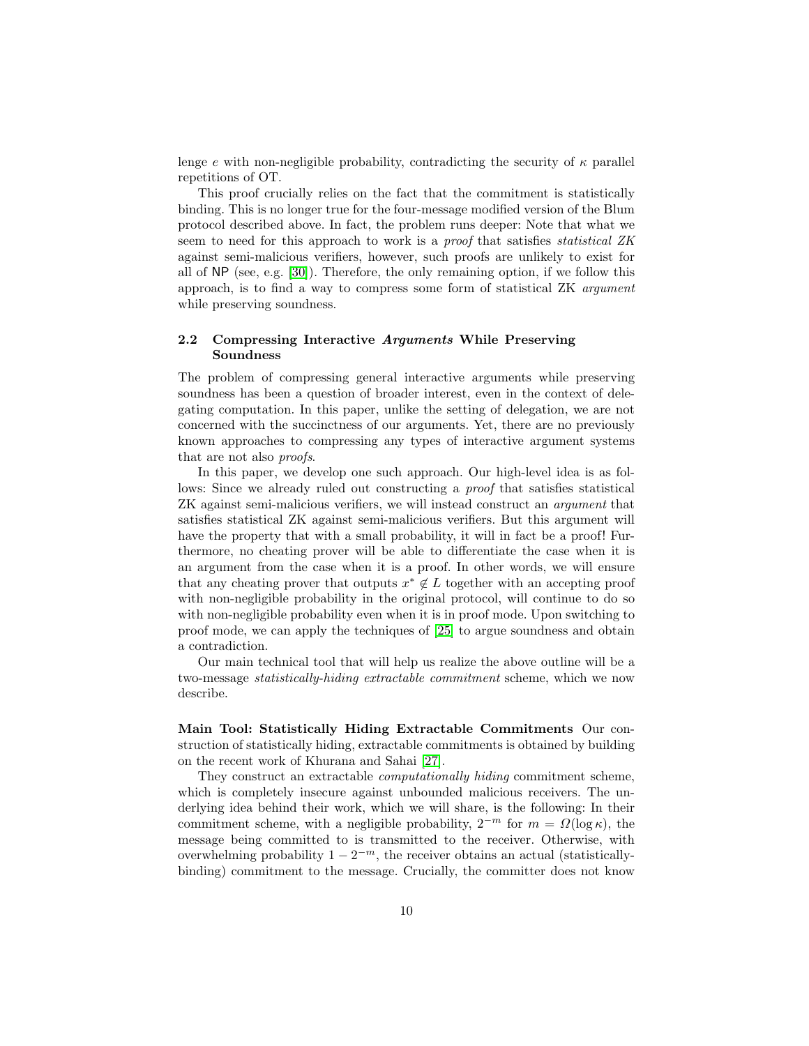lenge $e$ with non-negligible probability, contradicting the security of $\kappa$ parallel repetitions of OT.

This proof crucially relies on the fact that the commitment is statistically binding. This is no longer true for the four-message modified version of the Blum protocol described above. In fact, the problem runs deeper: Note that what we seem to need for this approach to work is a *proof* that satisfies *statistical ZK* against semi-malicious verifiers, however, such proofs are unlikely to exist for all of NP (see, e.g. [30]). Therefore, the only remaining option, if we follow this approach, is to find a way to compress some form of statistical ZK *argument* while preserving soundness.

### 2.2 Compressing Interactive *Arguments* While Preserving Soundness

The problem of compressing general interactive arguments while preserving soundness has been a question of broader interest, even in the context of delegating computation. In this paper, unlike the setting of delegation, we are not concerned with the succinctness of our arguments. Yet, there are no previously known approaches to compressing any types of interactive argument systems that are not also *proofs*.

In this paper, we develop one such approach. Our high-level idea is as follows: Since we already ruled out constructing a *proof* that satisfies statistical ZK against semi-malicious verifiers, we will instead construct an *argument* that satisfies statistical ZK against semi-malicious verifiers. But this argument will have the property that with a small probability, it will in fact be a proof! Furthermore, no cheating prover will be able to differentiate the case when it is an argument from the case when it is a proof. In other words, we will ensure that any cheating prover that outputs $x^* \notin L$ together with an accepting proof with non-negligible probability in the original protocol, will continue to do so with non-negligible probability even when it is in proof mode. Upon switching to proof mode, we can apply the techniques of [25] to argue soundness and obtain a contradiction.

Our main technical tool that will help us realize the above outline will be a two-message *statistically-hiding extractable commitment* scheme, which we now describe.

**Main Tool: Statistically Hiding Extractable Commitments** Our construction of statistically hiding, extractable commitments is obtained by building on the recent work of Khurana and Sahai [27].

They construct an extractable *computationally hiding* commitment scheme, which is completely insecure against unbounded malicious receivers. The underlying idea behind their work, which we will share, is the following: In their commitment scheme, with a negligible probability, $2^{-m}$ for $m = \Omega(\log \kappa)$, the message being committed to is transmitted to the receiver. Otherwise, with overwhelming probability $1 - 2^{-m}$, the receiver obtains an actual (statistically-binding) commitment to the message. Crucially, the committer does not know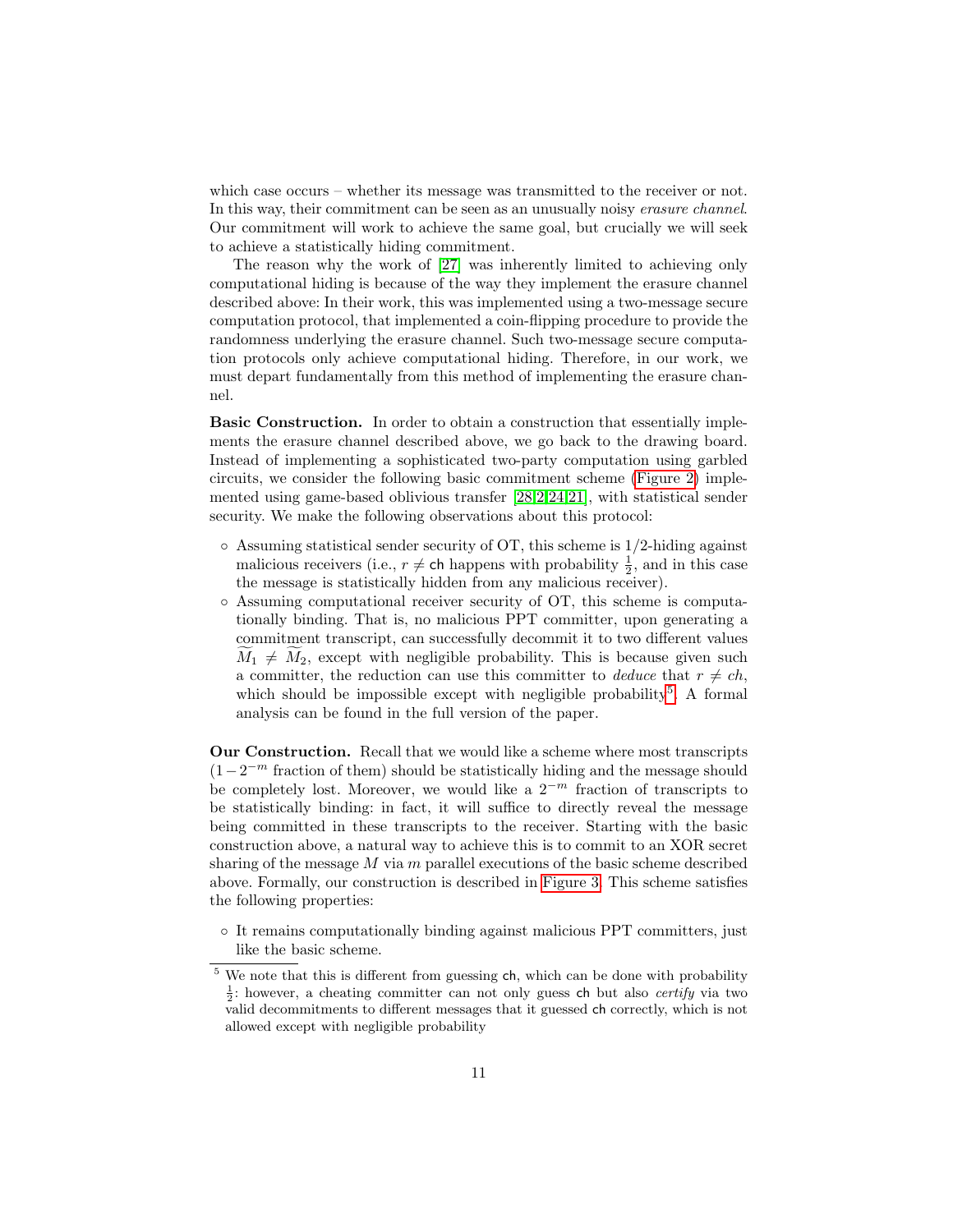which case occurs – whether its message was transmitted to the receiver or not. In this way, their commitment can be seen as an unusually noisy *erasure channel*. Our commitment will work to achieve the same goal, but crucially we will seek to achieve a statistically hiding commitment.

The reason why the work of [27] was inherently limited to achieving only computational hiding is because of the way they implement the erasure channel described above: In their work, this was implemented using a two-message secure computation protocol, that implemented a coin-flipping procedure to provide the randomness underlying the erasure channel. Such two-message secure computation protocols only achieve computational hiding. Therefore, in our work, we must depart fundamentally from this method of implementing the erasure channel.

**Basic Construction.** In order to obtain a construction that essentially implements the erasure channel described above, we go back to the drawing board. Instead of implementing a sophisticated two-party computation using garbled circuits, we consider the following basic commitment scheme (Figure 2) implemented using game-based oblivious transfer [28,2,24,21], with statistical sender security. We make the following observations about this protocol:

- Assuming statistical sender security of OT, this scheme is 1/2-hiding against malicious receivers (i.e., $r \neq \mathsf{ch}$ happens with probability $\frac{1}{2}$, and in this case the message is statistically hidden from any malicious receiver).
- Assuming computational receiver security of OT, this scheme is computationally binding. That is, no malicious PPT committer, upon generating a commitment transcript, can successfully decommit it to two different values $\widetilde{M}_1 \neq \widetilde{M}_2$, except with negligible probability. This is because given such a committer, the reduction can use this committer to *deduce* that $r \neq ch$, which should be impossible except with negligible probability[5]. A formal analysis can be found in the full version of the paper.

**Our Construction.** Recall that we would like a scheme where most transcripts ($1 - 2^{-m}$ fraction of them) should be statistically hiding and the message should be completely lost. Moreover, we would like a $2^{-m}$ fraction of transcripts to be statistically binding: in fact, it will suffice to directly reveal the message being committed in these transcripts to the receiver. Starting with the basic construction above, a natural way to achieve this is to commit to an XOR secret sharing of the message $M$ via $m$ parallel executions of the basic scheme described above. Formally, our construction is described in Figure 3. This scheme satisfies the following properties:

- It remains computationally binding against malicious PPT committers, just like the basic scheme.

[5] We note that this is different from guessing $\mathsf{ch}$, which can be done with probability $\frac{1}{2}$: however, a cheating committer can not only guess $\mathsf{ch}$ but also *certify* via two valid decommitments to different messages that it guessed $\mathsf{ch}$ correctly, which is not allowed except with negligible probability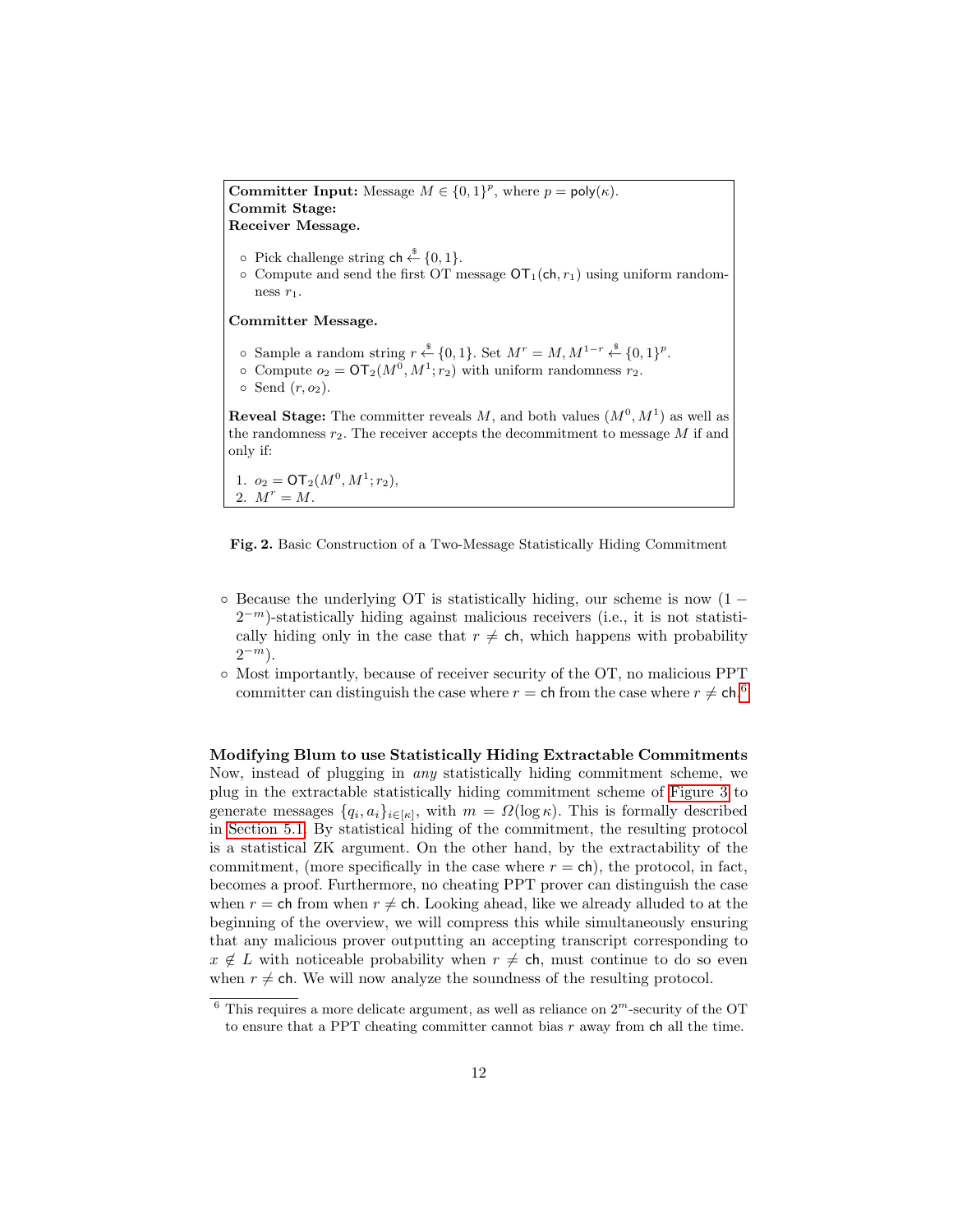**Committer Input:** Message $M \in \{0,1\}^p$, where $p = \mathsf{poly}(\kappa)$.
**Commit Stage:**
**Receiver Message.**

- Pick challenge string $\mathsf{ch} \xleftarrow{\$} \{0,1\}$.
- Compute and send the first OT message $\mathsf{OT}_1(\mathsf{ch}, r_1)$ using uniform randomness $r_1$.

**Committer Message.**

- Sample a random string $r \xleftarrow{\$} \{0,1\}$. Set $M^r = M, M^{1-r} \xleftarrow{\$} \{0,1\}^p$.
- Compute $o_2 = \mathsf{OT}_2(M^0, M^1; r_2)$ with uniform randomness $r_2$.
- Send $(r, o_2)$.

**Reveal Stage:** The committer reveals $M$, and both values $(M^0, M^1)$ as well as the randomness $r_2$. The receiver accepts the decommitment to message $M$ if and only if:

1. $o_2 = \mathsf{OT}_2(M^0, M^1; r_2)$,
2. $M^r = M$.

**Fig. 2.** Basic Construction of a Two-Message Statistically Hiding Commitment

- Because the underlying OT is statistically hiding, our scheme is now $(1 - 2^{-m})$-statistically hiding against malicious receivers (i.e., it is not statistically hiding only in the case that $r \neq \mathsf{ch}$, which happens with probability $2^{-m}$).
- Most importantly, because of receiver security of the OT, no malicious PPT committer can distinguish the case where $r = \mathsf{ch}$ from the case where $r \neq \mathsf{ch}$.[6]

**Modifying Blum to use Statistically Hiding Extractable Commitments** Now, instead of plugging in *any* statistically hiding commitment scheme, we plug in the extractable statistically hiding commitment scheme of Figure 3 to generate messages $\{q_i, a_i\}_{i \in [\kappa]}$, with $m = \Omega(\log \kappa)$. This is formally described in Section 5.1. By statistical hiding of the commitment, the resulting protocol is a statistical ZK argument. On the other hand, by the extractability of the commitment, (more specifically in the case where $r = \mathsf{ch}$), the protocol, in fact, becomes a proof. Furthermore, no cheating PPT prover can distinguish the case when $r = \mathsf{ch}$ from when $r \neq \mathsf{ch}$. Looking ahead, like we already alluded to at the beginning of the overview, we will compress this while simultaneously ensuring that any malicious prover outputting an accepting transcript corresponding to $x \notin L$ with noticeable probability when $r \neq \mathsf{ch}$, must continue to do so even when $r \neq \mathsf{ch}$. We will now analyze the soundness of the resulting protocol.

[6] This requires a more delicate argument, as well as reliance on $2^m$-security of the OT to ensure that a PPT cheating committer cannot bias $r$ away from $\mathsf{ch}$ all the time.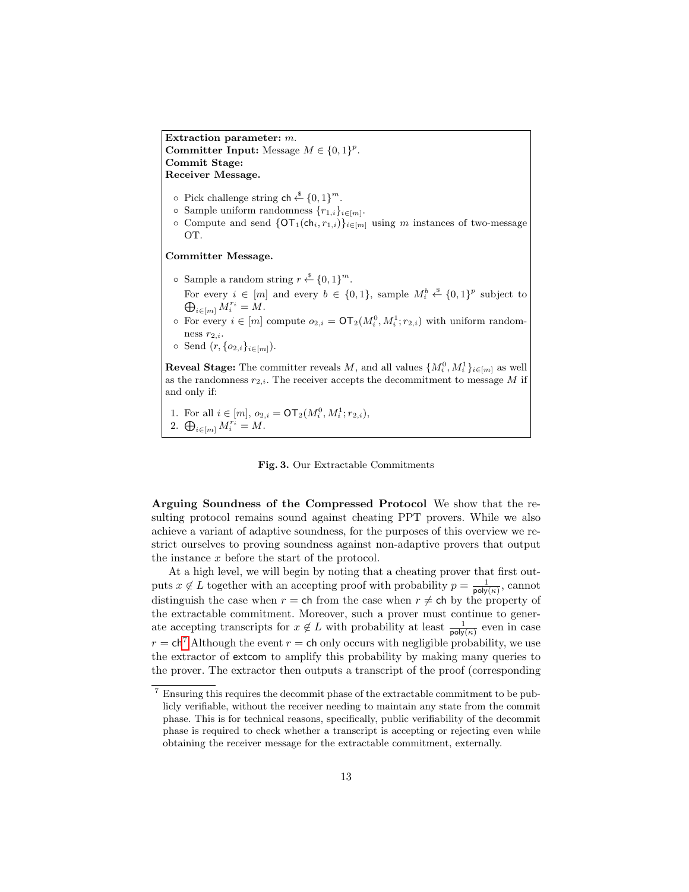**Extraction parameter:** $m$.
**Committer Input:** Message $M \in \{0,1\}^p$.
**Commit Stage:**
**Receiver Message.**

- Pick challenge string $\mathsf{ch} \xleftarrow{\$} \{0,1\}^m$.
- Sample uniform randomness $\{r_{1,i}\}_{i\in[m]}$.
- Compute and send $\{\mathsf{OT}_1(\mathsf{ch}_i, r_{1,i})\}_{i\in[m]}$ using $m$ instances of two-message OT.

**Committer Message.**

- Sample a random string $r \xleftarrow{\$} \{0,1\}^m$.
  For every $i \in [m]$ and every $b \in \{0,1\}$, sample $M_i^b \xleftarrow{\$} \{0,1\}^p$ subject to $\bigoplus_{i\in[m]} M_i^{r_i} = M$.
- For every $i \in [m]$ compute $o_{2,i} = \mathsf{OT}_2(M_i^0, M_i^1; r_{2,i})$ with uniform randomness $r_{2,i}$.
- Send $(r, \{o_{2,i}\}_{i\in[m]})$.

**Reveal Stage:** The committer reveals $M$, and all values $\{M_i^0, M_i^1\}_{i\in[m]}$ as well as the randomness $r_{2,i}$. The receiver accepts the decommitment to message $M$ if and only if:

1. For all $i \in [m]$, $o_{2,i} = \mathsf{OT}_2(M_i^0, M_i^1; r_{2,i})$,
2. $\bigoplus_{i\in[m]} M_i^{r_i} = M$.

**Fig. 3.** Our Extractable Commitments

**Arguing Soundness of the Compressed Protocol** We show that the resulting protocol remains sound against cheating PPT provers. While we also achieve a variant of adaptive soundness, for the purposes of this overview we restrict ourselves to proving soundness against non-adaptive provers that output the instance $x$ before the start of the protocol.

At a high level, we will begin by noting that a cheating prover that first outputs $x \notin L$ together with an accepting proof with probability $p = \frac{1}{\mathsf{poly}(\kappa)}$, cannot distinguish the case when $r = \mathsf{ch}$ from the case when $r \neq \mathsf{ch}$ by the property of the extractable commitment. Moreover, such a prover must continue to generate accepting transcripts for $x \notin L$ with probability at least $\frac{1}{\mathsf{poly}(\kappa)}$ even in case $r = \mathsf{ch}$[7] Although the event $r = \mathsf{ch}$ only occurs with negligible probability, we use the extractor of $\mathsf{extcom}$ to amplify this probability by making many queries to the prover. The extractor then outputs a transcript of the proof (corresponding

[7] Ensuring this requires the decommit phase of the extractable commitment to be publicly verifiable, without the receiver needing to maintain any state from the commit phase. This is for technical reasons, specifically, public verifiability of the decommit phase is required to check whether a transcript is accepting or rejecting even while obtaining the receiver message for the extractable commitment, externally.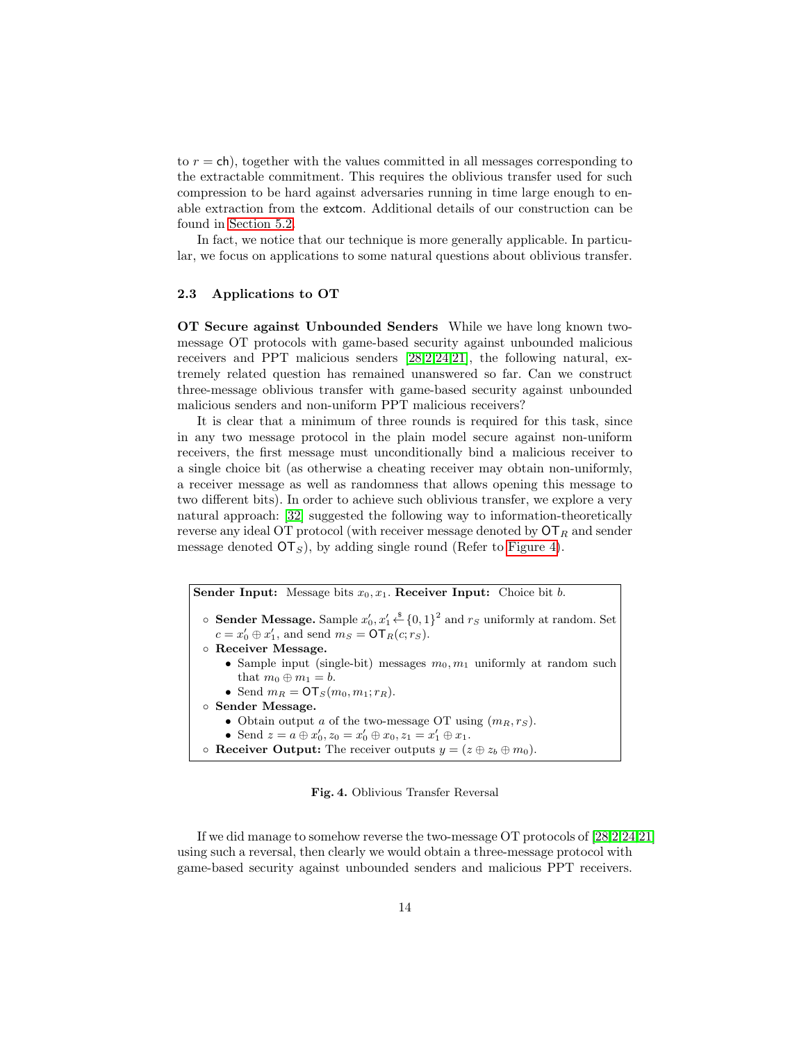to $r = \mathsf{ch}$), together with the values committed in all messages corresponding to the extractable commitment. This requires the oblivious transfer used for such compression to be hard against adversaries running in time large enough to enable extraction from the $\mathsf{extcom}$. Additional details of our construction can be found in Section 5.2.

In fact, we notice that our technique is more generally applicable. In particular, we focus on applications to some natural questions about oblivious transfer.

### 2.3 Applications to OT

**OT Secure against Unbounded Senders** While we have long known two-message OT protocols with game-based security against unbounded malicious receivers and PPT malicious senders [28,2,24,21], the following natural, extremely related question has remained unanswered so far. Can we construct three-message oblivious transfer with game-based security against unbounded malicious senders and non-uniform PPT malicious receivers?

It is clear that a minimum of three rounds is required for this task, since in any two message protocol in the plain model secure against non-uniform receivers, the first message must unconditionally bind a malicious receiver to a single choice bit (as otherwise a cheating receiver may obtain non-uniformly, a receiver message as well as randomness that allows opening this message to two different bits). In order to achieve such oblivious transfer, we explore a very natural approach: [32] suggested the following way to information-theoretically reverse any ideal OT protocol (with receiver message denoted by $\mathsf{OT}_R$ and sender message denoted $\mathsf{OT}_S$), by adding single round (Refer to Figure 4).

**Sender Input:** Message bits $x_0, x_1$. **Receiver Input:** Choice bit $b$.

- **Sender Message.** Sample $x_0', x_1' \xleftarrow{\$} \{0,1\}^2$ and $r_S$ uniformly at random. Set $c = x_0' \oplus x_1'$, and send $m_S = \mathsf{OT}_R(c; r_S)$.
- **Receiver Message.**
  - Sample input (single-bit) messages $m_0, m_1$ uniformly at random such that $m_0 \oplus m_1 = b$.
  - Send $m_R = \mathsf{OT}_S(m_0, m_1; r_R)$.
- **Sender Message.**
  - Obtain output $a$ of the two-message OT using $(m_R, r_S)$.
  - Send $z = a \oplus x_0', z_0 = x_0' \oplus x_0, z_1 = x_1' \oplus x_1$.
- **Receiver Output:** The receiver outputs $y = (z \oplus z_b \oplus m_0)$.

**Fig. 4.** Oblivious Transfer Reversal

If we did manage to somehow reverse the two-message OT protocols of [28,2,24,21] using such a reversal, then clearly we would obtain a three-message protocol with game-based security against unbounded senders and malicious PPT receivers.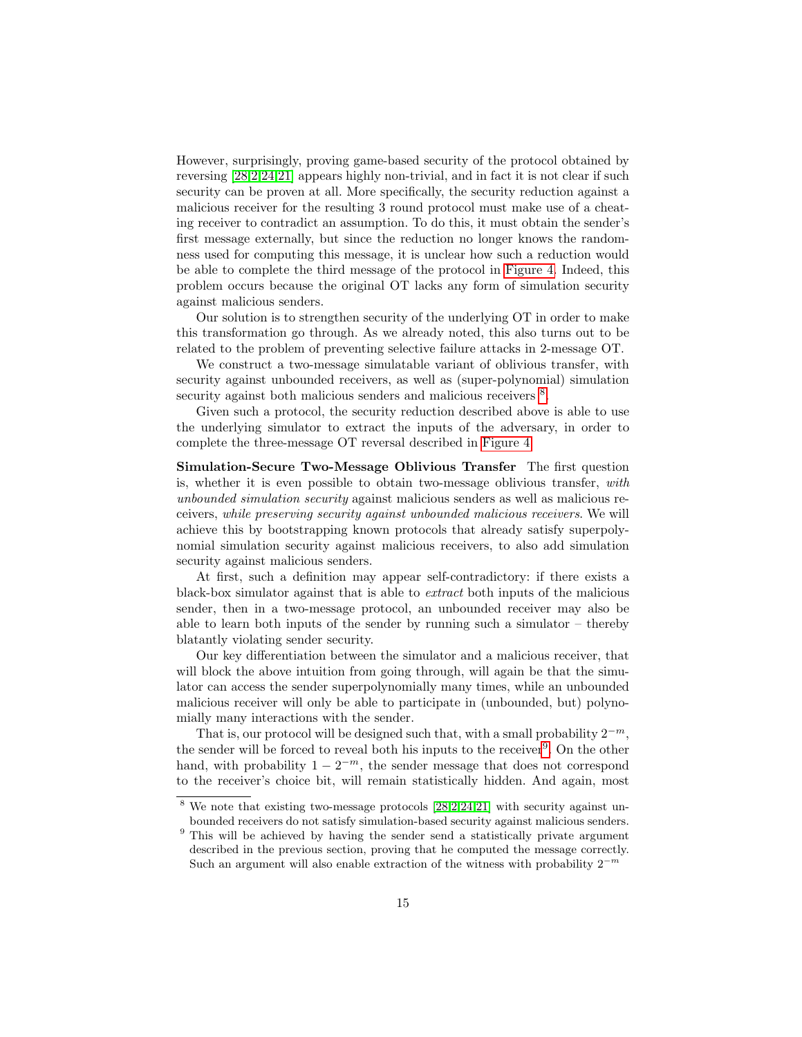However, surprisingly, proving game-based security of the protocol obtained by reversing [28,2,24,21] appears highly non-trivial, and in fact it is not clear if such security can be proven at all. More specifically, the security reduction against a malicious receiver for the resulting 3 round protocol must make use of a cheating receiver to contradict an assumption. To do this, it must obtain the sender's first message externally, but since the reduction no longer knows the randomness used for computing this message, it is unclear how such a reduction would be able to complete the third message of the protocol in Figure 4. Indeed, this problem occurs because the original OT lacks any form of simulation security against malicious senders.

Our solution is to strengthen security of the underlying OT in order to make this transformation go through. As we already noted, this also turns out to be related to the problem of preventing selective failure attacks in 2-message OT.

We construct a two-message simulatable variant of oblivious transfer, with security against unbounded receivers, as well as (super-polynomial) simulation security against both malicious senders and malicious receivers [8].

Given such a protocol, the security reduction described above is able to use the underlying simulator to extract the inputs of the adversary, in order to complete the three-message OT reversal described in Figure 4.

**Simulation-Secure Two-Message Oblivious Transfer** The first question is, whether it is even possible to obtain two-message oblivious transfer, *with unbounded simulation security* against malicious senders as well as malicious receivers, *while preserving security against unbounded malicious receivers*. We will achieve this by bootstrapping known protocols that already satisfy superpolynomial simulation security against malicious receivers, to also add simulation security against malicious senders.

At first, such a definition may appear self-contradictory: if there exists a black-box simulator against that is able to *extract* both inputs of the malicious sender, then in a two-message protocol, an unbounded receiver may also be able to learn both inputs of the sender by running such a simulator – thereby blatantly violating sender security.

Our key differentiation between the simulator and a malicious receiver, that will block the above intuition from going through, will again be that the simulator can access the sender superpolynomially many times, while an unbounded malicious receiver will only be able to participate in (unbounded, but) polynomially many interactions with the sender.

That is, our protocol will be designed such that, with a small probability $2^{-m}$, the sender will be forced to reveal both his inputs to the receiver[9]. On the other hand, with probability $1 - 2^{-m}$, the sender message that does not correspond to the receiver's choice bit, will remain statistically hidden. And again, most

[8] We note that existing two-message protocols [28,2,24,21] with security against unbounded receivers do not satisfy simulation-based security against malicious senders.

[9] This will be achieved by having the sender send a statistically private argument described in the previous section, proving that he computed the message correctly. Such an argument will also enable extraction of the witness with probability $2^{-m}$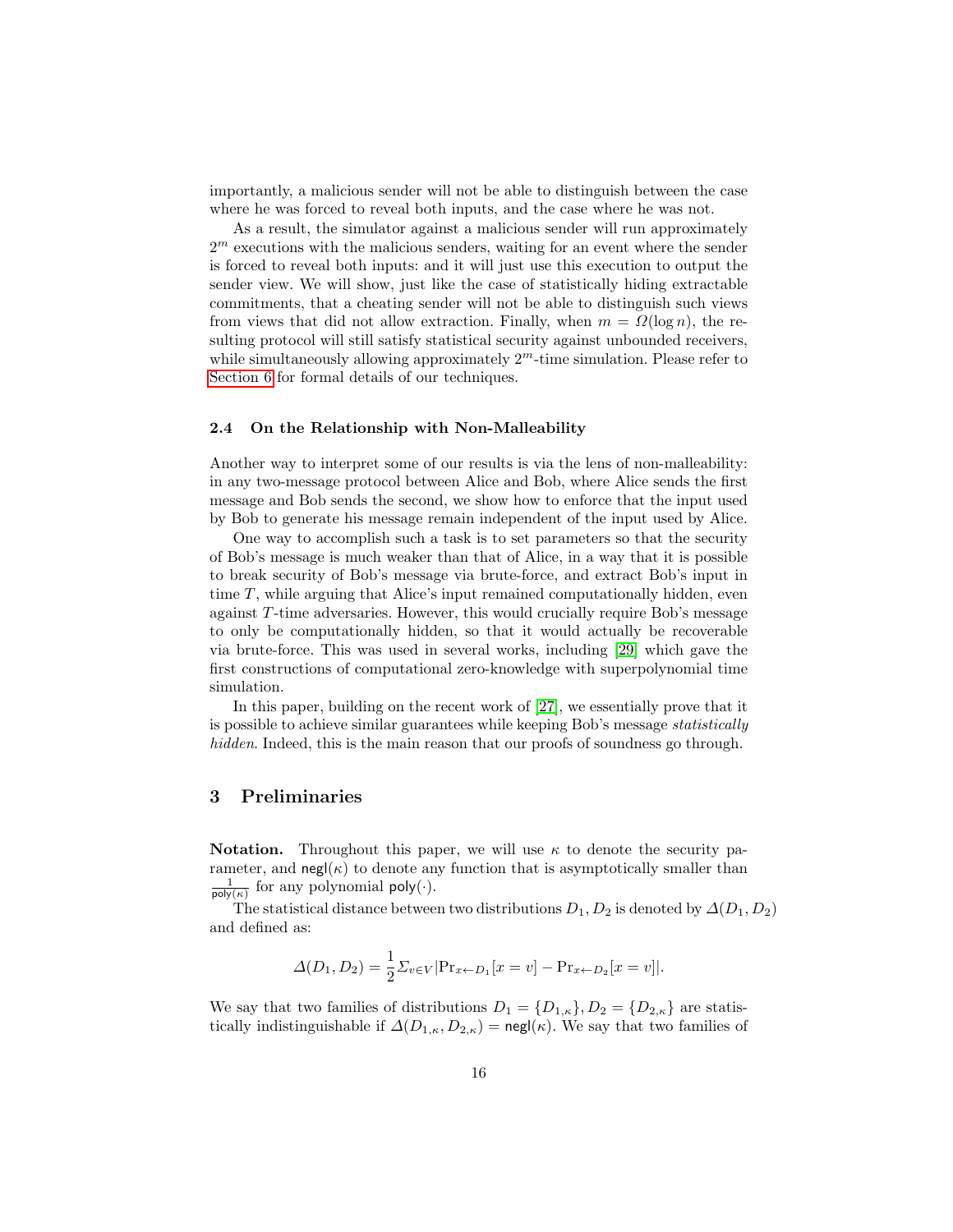importantly, a malicious sender will not be able to distinguish between the case where he was forced to reveal both inputs, and the case where he was not.

As a result, the simulator against a malicious sender will run approximately $2^m$ executions with the malicious senders, waiting for an event where the sender is forced to reveal both inputs: and it will just use this execution to output the sender view. We will show, just like the case of statistically hiding extractable commitments, that a cheating sender will not be able to distinguish such views from views that did not allow extraction. Finally, when $m = \Omega(\log n)$, the resulting protocol will still satisfy statistical security against unbounded receivers, while simultaneously allowing approximately $2^m$-time simulation. Please refer to Section 6 for formal details of our techniques.

### 2.4 On the Relationship with Non-Malleability

Another way to interpret some of our results is via the lens of non-malleability: in any two-message protocol between Alice and Bob, where Alice sends the first message and Bob sends the second, we show how to enforce that the input used by Bob to generate his message remain independent of the input used by Alice.

One way to accomplish such a task is to set parameters so that the security of Bob's message is much weaker than that of Alice, in a way that it is possible to break security of Bob's message via brute-force, and extract Bob's input in time $T$, while arguing that Alice's input remained computationally hidden, even against $T$-time adversaries. However, this would crucially require Bob's message to only be computationally hidden, so that it would actually be recoverable via brute-force. This was used in several works, including [29] which gave the first constructions of computational zero-knowledge with superpolynomial time simulation.

In this paper, building on the recent work of [27], we essentially prove that it is possible to achieve similar guarantees while keeping Bob's message *statistically hidden*. Indeed, this is the main reason that our proofs of soundness go through.

## 3 Preliminaries

**Notation.** Throughout this paper, we will use $\kappa$ to denote the security parameter, and $\mathsf{negl}(\kappa)$ to denote any function that is asymptotically smaller than $\frac{1}{\mathsf{poly}(\kappa)}$ for any polynomial $\mathsf{poly}(\cdot)$.

The statistical distance between two distributions $D_1, D_2$ is denoted by $\Delta(D_1, D_2)$ and defined as:

$$\Delta(D_1, D_2) = \frac{1}{2} \Sigma_{v \in V} |\Pr_{x \leftarrow D_1}[x = v] - \Pr_{x \leftarrow D_2}[x = v]|.$$

We say that two families of distributions $D_1 = \{D_{1,\kappa}\}, D_2 = \{D_{2,\kappa}\}$ are statistically indistinguishable if $\Delta(D_{1,\kappa}, D_{2,\kappa}) = \mathsf{negl}(\kappa)$. We say that two families of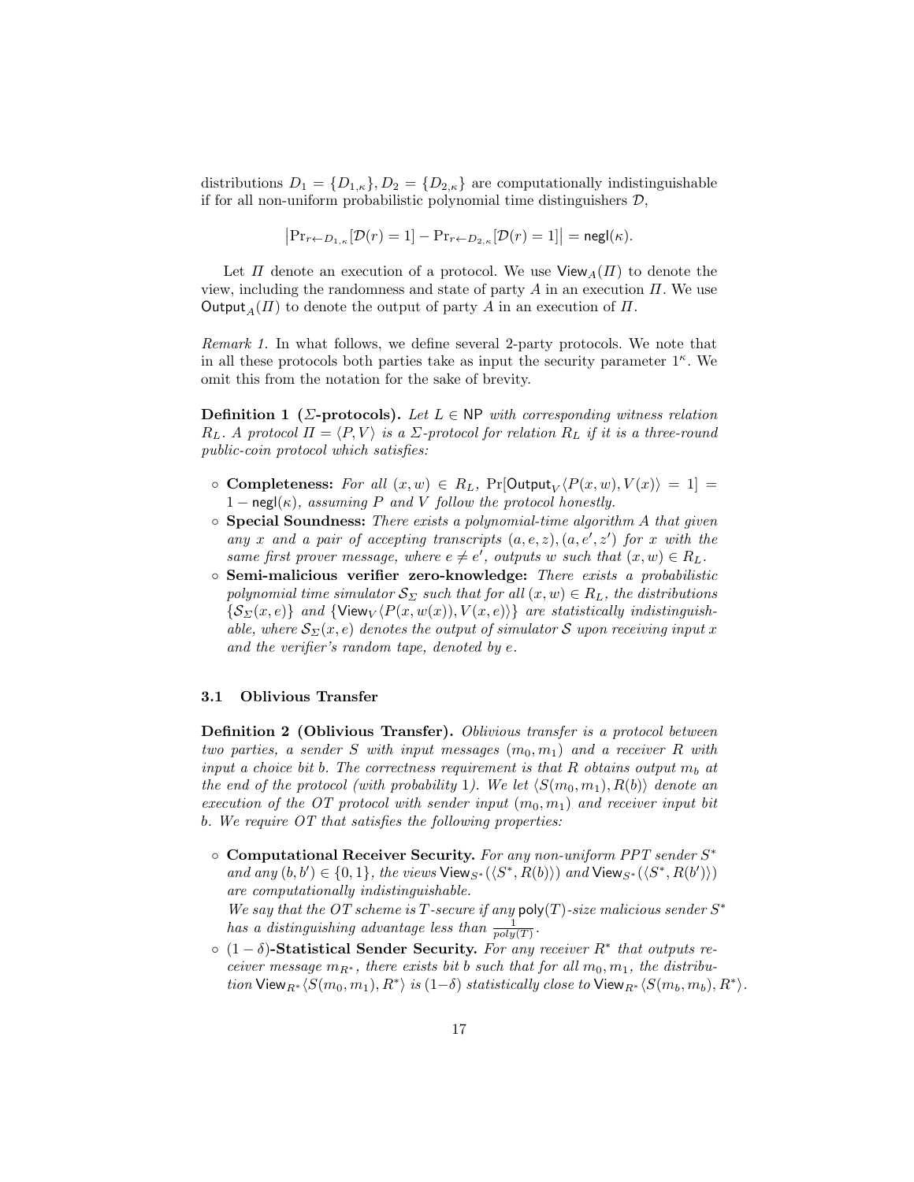distributions $D_1 = \{D_{1,\kappa}\}, D_2 = \{D_{2,\kappa}\}$ are computationally indistinguishable if for all non-uniform probabilistic polynomial time distinguishers $\mathcal{D}$,

$$\left|\Pr_{r \leftarrow D_{1,\kappa}}[\mathcal{D}(r) = 1] - \Pr_{r \leftarrow D_{2,\kappa}}[\mathcal{D}(r) = 1]\right| = \mathsf{negl}(\kappa).$$

Let $\Pi$ denote an execution of a protocol. We use $\mathsf{View}_A(\Pi)$ to denote the view, including the randomness and state of party $A$ in an execution $\Pi$. We use $\mathsf{Output}_A(\Pi)$ to denote the output of party $A$ in an execution of $\Pi$.

*Remark 1.* In what follows, we define several 2-party protocols. We note that in all these protocols both parties take as input the security parameter $1^\kappa$. We omit this from the notation for the sake of brevity.

**Definition 1 ($\Sigma$-protocols).** *Let $L \in \mathsf{NP}$ with corresponding witness relation $R_L$. A protocol $\Pi = \langle P, V \rangle$ is a $\Sigma$-protocol for relation $R_L$ if it is a three-round public-coin protocol which satisfies:*

- **Completeness:** *For all $(x, w) \in R_L$, $\Pr[\mathsf{Output}_V \langle P(x, w), V(x) \rangle = 1] = 1 - \mathsf{negl}(\kappa)$, assuming $P$ and $V$ follow the protocol honestly.*
- **Special Soundness:** *There exists a polynomial-time algorithm $A$ that given any $x$ and a pair of accepting transcripts $(a, e, z), (a, e', z')$ for $x$ with the same first prover message, where $e \neq e'$, outputs $w$ such that $(x, w) \in R_L$.*
- **Semi-malicious verifier zero-knowledge:** *There exists a probabilistic polynomial time simulator $\mathcal{S}_\Sigma$ such that for all $(x, w) \in R_L$, the distributions $\{\mathcal{S}_\Sigma(x, e)\}$ and $\{\mathsf{View}_V \langle P(x, w(x)), V(x, e) \rangle\}$ are statistically indistinguishable, where $\mathcal{S}_\Sigma(x, e)$ denotes the output of simulator $\mathcal{S}$ upon receiving input $x$ and the verifier's random tape, denoted by $e$.*

### 3.1 Oblivious Transfer

**Definition 2 (Oblivious Transfer).** *Oblivious transfer is a protocol between two parties, a sender $S$ with input messages $(m_0, m_1)$ and a receiver $R$ with input a choice bit $b$. The correctness requirement is that $R$ obtains output $m_b$ at the end of the protocol (with probability 1). We let $\langle S(m_0, m_1), R(b) \rangle$ denote an execution of the OT protocol with sender input $(m_0, m_1)$ and receiver input bit $b$. We require OT that satisfies the following properties:*

- **Computational Receiver Security.** *For any non-uniform PPT sender $S^*$ and any $(b, b') \in \{0, 1\}$, the views $\mathsf{View}_{S^*}(\langle S^*, R(b) \rangle)$ and $\mathsf{View}_{S^*}(\langle S^*, R(b') \rangle)$ are computationally indistinguishable.*
  *We say that the OT scheme is $T$-secure if any $\mathsf{poly}(T)$-size malicious sender $S^*$ has a distinguishing advantage less than $\frac{1}{poly(T)}$.*
- **$(1 - \delta)$-Statistical Sender Security.** *For any receiver $R^*$ that outputs receiver message $m_{R^*}$, there exists bit $b$ such that for all $m_0, m_1$, the distribution $\mathsf{View}_{R^*} \langle S(m_0, m_1), R^* \rangle$ is $(1-\delta)$ statistically close to $\mathsf{View}_{R^*} \langle S(m_b, m_b), R^* \rangle$.*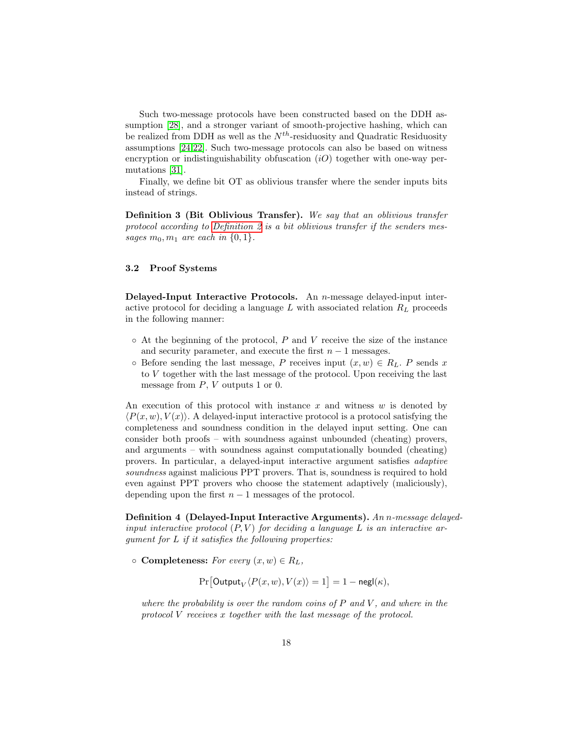Such two-message protocols have been constructed based on the DDH assumption [28], and a stronger variant of smooth-projective hashing, which can be realized from DDH as well as the $N^{th}$-residuosity and Quadratic Residuosity assumptions [24,22]. Such two-message protocols can also be based on witness encryption or indistinguishability obfuscation ($iO$) together with one-way permutations [31].

Finally, we define bit OT as oblivious transfer where the sender inputs bits instead of strings.

**Definition 3 (Bit Oblivious Transfer).** *We say that an oblivious transfer protocol according to Definition 2 is a bit oblivious transfer if the senders messages $m_0, m_1$ are each in $\{0, 1\}$.*

### 3.2 Proof Systems

**Delayed-Input Interactive Protocols.** An $n$-message delayed-input interactive protocol for deciding a language $L$ with associated relation $R_L$ proceeds in the following manner:

- At the beginning of the protocol, $P$ and $V$ receive the size of the instance and security parameter, and execute the first $n-1$ messages.
- Before sending the last message, $P$ receives input $(x, w) \in R_L$. $P$ sends $x$ to $V$ together with the last message of the protocol. Upon receiving the last message from $P$, $V$ outputs 1 or 0.

An execution of this protocol with instance $x$ and witness $w$ is denoted by $\langle P(x, w), V(x)\rangle$. A delayed-input interactive protocol is a protocol satisfying the completeness and soundness condition in the delayed input setting. One can consider both proofs – with soundness against unbounded (cheating) provers, and arguments – with soundness against computationally bounded (cheating) provers. In particular, a delayed-input interactive argument satisfies *adaptive soundness* against malicious PPT provers. That is, soundness is required to hold even against PPT provers who choose the statement adaptively (maliciously), depending upon the first $n-1$ messages of the protocol.

**Definition 4 (Delayed-Input Interactive Arguments).** *An $n$-message delayed-input interactive protocol $(P, V)$ for deciding a language $L$ is an interactive argument for $L$ if it satisfies the following properties:*

- **Completeness:** *For every $(x, w) \in R_L$,*

$$\Pr\big[\mathsf{Output}_V\langle P(x, w), V(x)\rangle = 1\big] = 1 - \mathsf{negl}(\kappa),$$

*where the probability is over the random coins of $P$ and $V$, and where in the protocol $V$ receives $x$ together with the last message of the protocol.*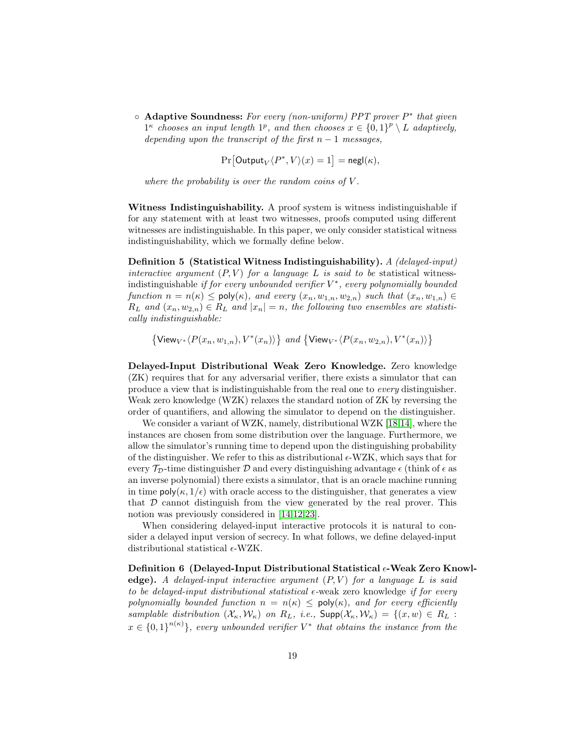- **Adaptive Soundness:** *For every (non-uniform) PPT prover $P^*$ that given $1^\kappa$ chooses an input length $1^p$, and then chooses $x \in \{0,1\}^p \setminus L$ adaptively, depending upon the transcript of the first $n-1$ messages,*

$$\Pr\bigl[\mathsf{Output}_V\langle P^*, V\rangle(x) = 1\bigr] = \mathsf{negl}(\kappa),$$

*where the probability is over the random coins of $V$.*

**Witness Indistinguishability.** A proof system is witness indistinguishable if for any statement with at least two witnesses, proofs computed using different witnesses are indistinguishable. In this paper, we only consider statistical witness indistinguishability, which we formally define below.

**Definition 5 (Statistical Witness Indistinguishability).** *A (delayed-input) interactive argument $(P, V)$ for a language $L$ is said to be* statistical witness-indistinguishable *if for every unbounded verifier $V^*$, every polynomially bounded function $n = n(\kappa) \leq \mathsf{poly}(\kappa)$, and every $(x_n, w_{1,n}, w_{2,n})$ such that $(x_n, w_{1,n}) \in R_L$ and $(x_n, w_{2,n}) \in R_L$ and $|x_n| = n$, the following two ensembles are statistically indistinguishable:*

$$\bigl\{\mathsf{View}_{V^*}\langle P(x_n, w_{1,n}), V^*(x_n)\rangle\bigr\} \text{ and } \bigl\{\mathsf{View}_{V^*}\langle P(x_n, w_{2,n}), V^*(x_n)\rangle\bigr\}$$

**Delayed-Input Distributional Weak Zero Knowledge.** Zero knowledge (ZK) requires that for any adversarial verifier, there exists a simulator that can produce a view that is indistinguishable from the real one to *every* distinguisher. Weak zero knowledge (WZK) relaxes the standard notion of ZK by reversing the order of quantifiers, and allowing the simulator to depend on the distinguisher.

We consider a variant of WZK, namely, distributional WZK [18,14], where the instances are chosen from some distribution over the language. Furthermore, we allow the simulator's running time to depend upon the distinguishing probability of the distinguisher. We refer to this as distributional $\epsilon$-WZK, which says that for every $\mathcal{T}_\mathcal{D}$-time distinguisher $\mathcal{D}$ and every distinguishing advantage $\epsilon$ (think of $\epsilon$ as an inverse polynomial) there exists a simulator, that is an oracle machine running in time $\mathsf{poly}(\kappa, 1/\epsilon)$ with oracle access to the distinguisher, that generates a view that $\mathcal{D}$ cannot distinguish from the view generated by the real prover. This notion was previously considered in [14,12,23].

When considering delayed-input interactive protocols it is natural to consider a delayed input version of secrecy. In what follows, we define delayed-input distributional statistical $\epsilon$-WZK.

**Definition 6 (Delayed-Input Distributional Statistical $\epsilon$-Weak Zero Knowledge).** *A delayed-input interactive argument $(P, V)$ for a language $L$ is said to be delayed-input distributional statistical $\epsilon$-*weak zero knowledge *if for every polynomially bounded function $n = n(\kappa) \leq \mathsf{poly}(\kappa)$, and for every efficiently samplable distribution $(\mathcal{X}_\kappa, \mathcal{W}_\kappa)$ on $R_L$, i.e., $\mathsf{Supp}(\mathcal{X}_\kappa, \mathcal{W}_\kappa) = \{(x, w) \in R_L : x \in \{0,1\}^{n(\kappa)}\}$, every unbounded verifier $V^*$ that obtains the instance from the*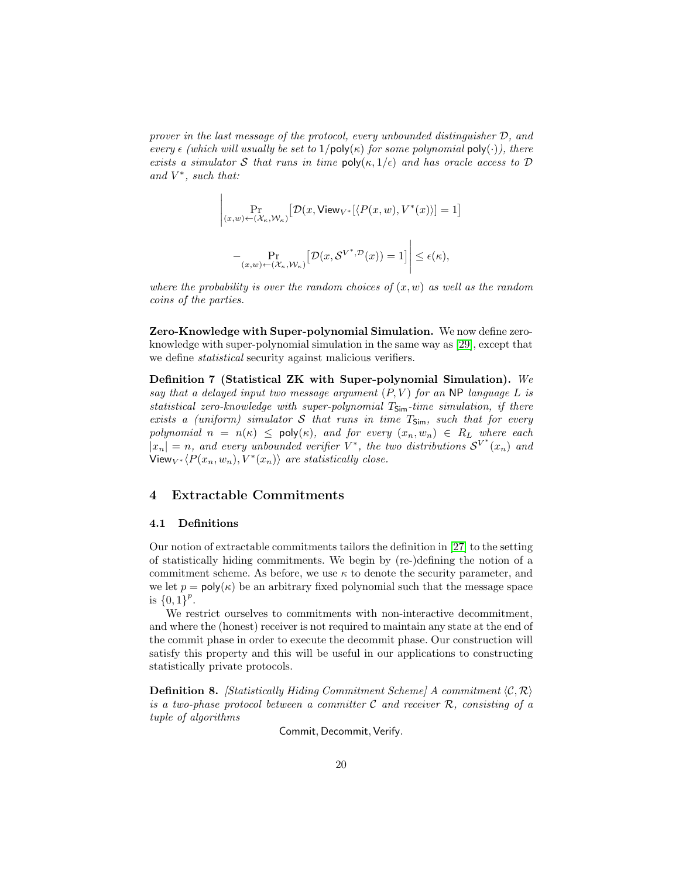*prover in the last message of the protocol, every unbounded distinguisher $\mathcal{D}$, and every $\epsilon$ (which will usually be set to $1/\mathsf{poly}(\kappa)$ for some polynomial $\mathsf{poly}(\cdot)$), there exists a simulator $\mathcal{S}$ that runs in time $\mathsf{poly}(\kappa, 1/\epsilon)$ and has oracle access to $\mathcal{D}$ and $V^*$, such that:*

$$\left| \Pr_{(x,w)\leftarrow(\mathcal{X}_\kappa,\mathcal{W}_\kappa)}\big[\mathcal{D}(x, \mathsf{View}_{V^*}[\langle P(x,w), V^*(x)\rangle] = 1\big] - \Pr_{(x,w)\leftarrow(\mathcal{X}_\kappa,\mathcal{W}_\kappa)}\big[\mathcal{D}(x, \mathcal{S}^{V^*,\mathcal{D}}(x)) = 1\big] \right| \leq \epsilon(\kappa),$$

*where the probability is over the random choices of $(x, w)$ as well as the random coins of the parties.*

**Zero-Knowledge with Super-polynomial Simulation.** We now define zero-knowledge with super-polynomial simulation in the same way as [29], except that we define *statistical* security against malicious verifiers.

**Definition 7 (Statistical ZK with Super-polynomial Simulation).** *We say that a delayed input two message argument $(P, V)$ for an $\mathsf{NP}$ language $L$ is statistical zero-knowledge with super-polynomial $T_{\mathsf{Sim}}$-time simulation, if there exists a (uniform) simulator $\mathcal{S}$ that runs in time $T_{\mathsf{Sim}}$, such that for every polynomial $n = n(\kappa) \leq \mathsf{poly}(\kappa)$, and for every $(x_n, w_n) \in R_L$ where each $|x_n| = n$, and every unbounded verifier $V^*$, the two distributions $\mathcal{S}^{V^*}(x_n)$ and $\mathsf{View}_{V^*}\langle P(x_n, w_n), V^*(x_n)\rangle$ are statistically close.*

## 4 Extractable Commitments

### 4.1 Definitions

Our notion of extractable commitments tailors the definition in [27] to the setting of statistically hiding commitments. We begin by (re-)defining the notion of a commitment scheme. As before, we use $\kappa$ to denote the security parameter, and we let $p = \mathsf{poly}(\kappa)$ be an arbitrary fixed polynomial such that the message space is $\{0, 1\}^p$.

We restrict ourselves to commitments with non-interactive decommitment, and where the (honest) receiver is not required to maintain any state at the end of the commit phase in order to execute the decommit phase. Our construction will satisfy this property and this will be useful in our applications to constructing statistically private protocols.

**Definition 8.** *[Statistically Hiding Commitment Scheme] A commitment $\langle \mathcal{C}, \mathcal{R}\rangle$ is a two-phase protocol between a committer $\mathcal{C}$ and receiver $\mathcal{R}$, consisting of a tuple of algorithms*

$$\mathsf{Commit}, \mathsf{Decommit}, \mathsf{Verify}.$$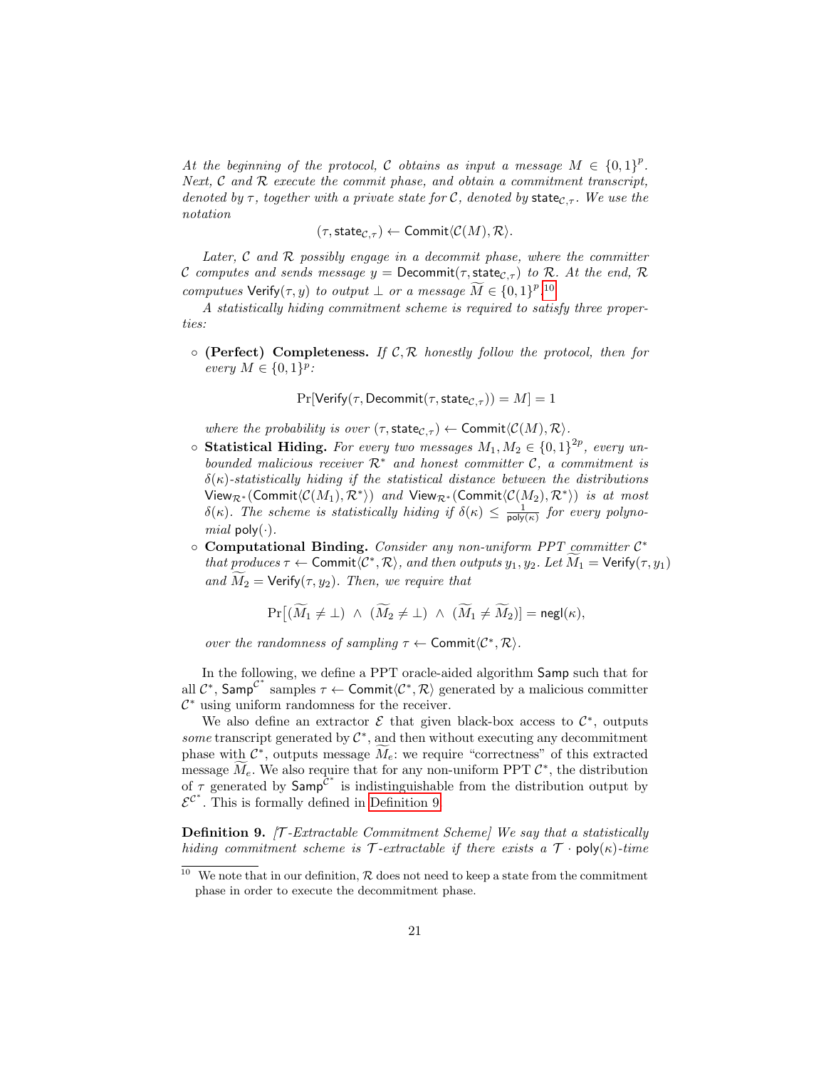*At the beginning of the protocol, $\mathcal{C}$ obtains as input a message $M \in \{0,1\}^p$. Next, $\mathcal{C}$ and $\mathcal{R}$ execute the commit phase, and obtain a commitment transcript, denoted by $\tau$, together with a private state for $\mathcal{C}$, denoted by $\mathsf{state}_{\mathcal{C},\tau}$. We use the notation*

$$(\tau, \mathsf{state}_{\mathcal{C},\tau}) \leftarrow \mathsf{Commit}\langle \mathcal{C}(M), \mathcal{R}\rangle.$$

*Later, $\mathcal{C}$ and $\mathcal{R}$ possibly engage in a decommit phase, where the committer $\mathcal{C}$ computes and sends message $y = \mathsf{Decommit}(\tau, \mathsf{state}_{\mathcal{C},\tau})$ to $\mathcal{R}$. At the end, $\mathcal{R}$ computues $\mathsf{Verify}(\tau, y)$ to output $\perp$ or a message $\widetilde{M} \in \{0,1\}^p$.*[10]

*A statistically hiding commitment scheme is required to satisfy three properties:*

- **(Perfect) Completeness.** *If $\mathcal{C}, \mathcal{R}$ honestly follow the protocol, then for every $M \in \{0,1\}^p$:*

$$\Pr[\mathsf{Verify}(\tau, \mathsf{Decommit}(\tau, \mathsf{state}_{\mathcal{C},\tau})) = M] = 1$$

  *where the probability is over $(\tau, \mathsf{state}_{\mathcal{C},\tau}) \leftarrow \mathsf{Commit}\langle \mathcal{C}(M), \mathcal{R}\rangle$.*
- **Statistical Hiding.** *For every two messages $M_1, M_2 \in \{0,1\}^{2p}$, every unbounded malicious receiver $\mathcal{R}^*$ and honest committer $\mathcal{C}$, a commitment is $\delta(\kappa)$-statistically hiding if the statistical distance between the distributions $\mathsf{View}_{\mathcal{R}^*}(\mathsf{Commit}\langle \mathcal{C}(M_1), \mathcal{R}^*\rangle)$ and $\mathsf{View}_{\mathcal{R}^*}(\mathsf{Commit}\langle \mathcal{C}(M_2), \mathcal{R}^*\rangle)$ is at most $\delta(\kappa)$. The scheme is statistically hiding if $\delta(\kappa) \leq \frac{1}{\mathsf{poly}(\kappa)}$ for every polynomial $\mathsf{poly}(\cdot)$.*
- **Computational Binding.** *Consider any non-uniform PPT committer $\mathcal{C}^*$ that produces $\tau \leftarrow \mathsf{Commit}\langle \mathcal{C}^*, \mathcal{R}\rangle$, and then outputs $y_1, y_2$. Let $\widetilde{M}_1 = \mathsf{Verify}(\tau, y_1)$ and $\widetilde{M}_2 = \mathsf{Verify}(\tau, y_2)$. Then, we require that*

$$\Pr\big[(\widetilde{M}_1 \neq \perp) \ \wedge\ (\widetilde{M}_2 \neq \perp) \ \wedge\ (\widetilde{M}_1 \neq \widetilde{M}_2)\big] = \mathsf{negl}(\kappa),$$

  *over the randomness of sampling $\tau \leftarrow \mathsf{Commit}\langle \mathcal{C}^*, \mathcal{R}\rangle$.*

In the following, we define a PPT oracle-aided algorithm $\mathsf{Samp}$ such that for all $\mathcal{C}^*$, $\mathsf{Samp}^{\mathcal{C}^*}$ samples $\tau \leftarrow \mathsf{Commit}\langle \mathcal{C}^*, \mathcal{R}\rangle$ generated by a malicious committer $\mathcal{C}^*$ using uniform randomness for the receiver.

We also define an extractor $\mathcal{E}$ that given black-box access to $\mathcal{C}^*$, outputs *some* transcript generated by $\mathcal{C}^*$, and then without executing any decommitment phase with $\mathcal{C}^*$, outputs message $\widetilde{M}_e$: we require "correctness" of this extracted message $\widetilde{M}_e$. We also require that for any non-uniform PPT $\mathcal{C}^*$, the distribution of $\tau$ generated by $\mathsf{Samp}^{\mathcal{C}^*}$ is indistinguishable from the distribution output by $\mathcal{E}^{\mathcal{C}^*}$. This is formally defined in Definition 9.

**Definition 9.** *[$\mathcal{T}$-Extractable Commitment Scheme] We say that a statistically hiding commitment scheme is $\mathcal{T}$-extractable if there exists a $\mathcal{T} \cdot \mathsf{poly}(\kappa)$-time*

---

[10] We note that in our definition, $\mathcal{R}$ does not need to keep a state from the commitment phase in order to execute the decommitment phase.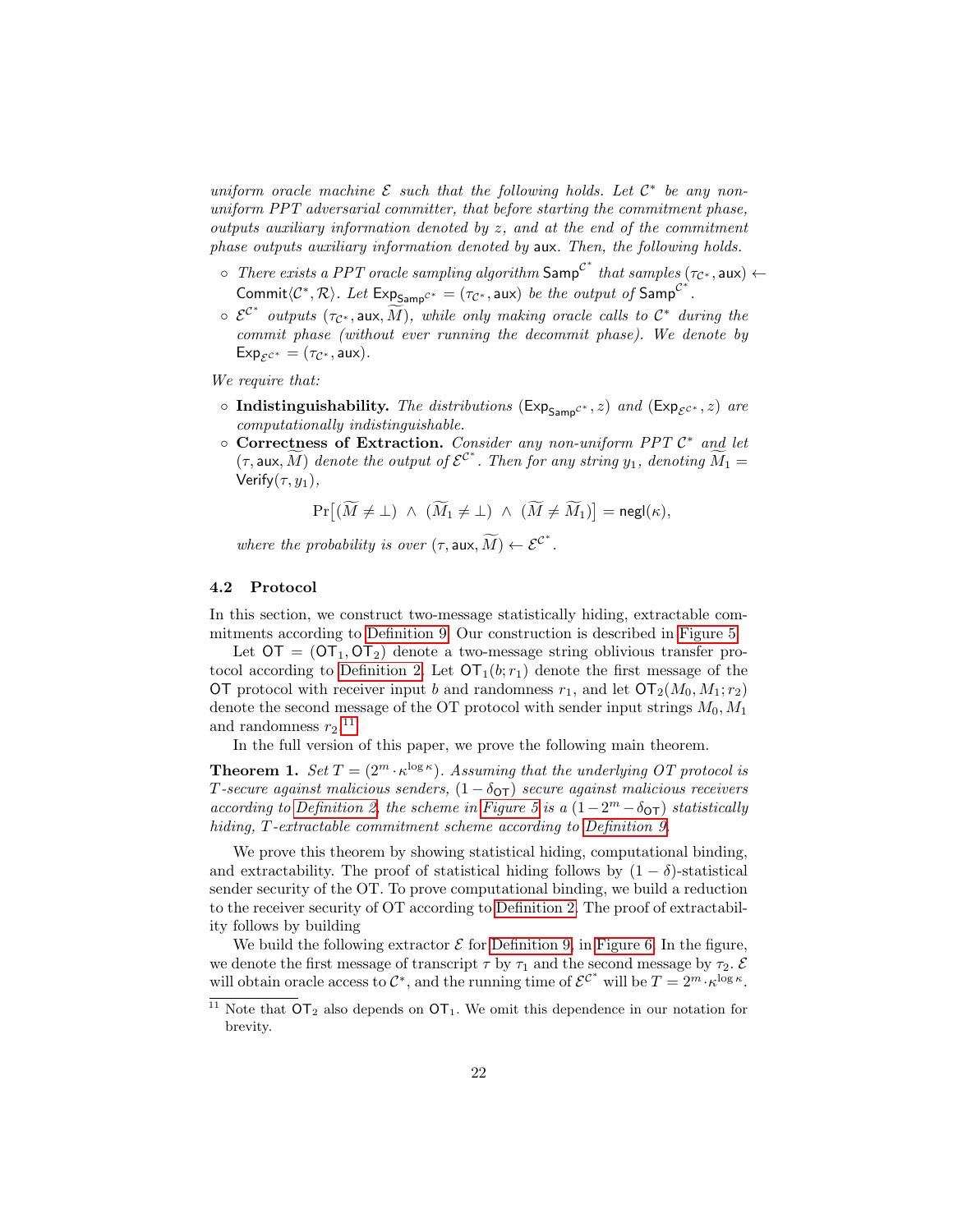*uniform oracle machine $\mathcal{E}$ such that the following holds. Let $\mathcal{C}^*$ be any non-uniform PPT adversarial committer, that before starting the commitment phase, outputs auxiliary information denoted by $z$, and at the end of the commitment phase outputs auxiliary information denoted by $\mathsf{aux}$. Then, the following holds.*

- *There exists a PPT oracle sampling algorithm $\mathsf{Samp}^{\mathcal{C}^*}$ that samples $(\tau_{\mathcal{C}^*}, \mathsf{aux}) \leftarrow \mathsf{Commit}\langle \mathcal{C}^*, \mathcal{R}\rangle$. Let $\mathsf{Exp}_{\mathsf{Samp}^{\mathcal{C}^*}} = (\tau_{\mathcal{C}^*}, \mathsf{aux})$ be the output of $\mathsf{Samp}^{\mathcal{C}^*}$.*
- *$\mathcal{E}^{\mathcal{C}^*}$ outputs $(\tau_{\mathcal{C}^*}, \mathsf{aux}, \widetilde{M})$, while only making oracle calls to $\mathcal{C}^*$ during the commit phase (without ever running the decommit phase). We denote by $\mathsf{Exp}_{\mathcal{E}^{\mathcal{C}^*}} = (\tau_{\mathcal{C}^*}, \mathsf{aux})$.*

*We require that:*

- **Indistinguishability.** *The distributions $(\mathsf{Exp}_{\mathsf{Samp}^{\mathcal{C}^*}}, z)$ and $(\mathsf{Exp}_{\mathcal{E}^{\mathcal{C}^*}}, z)$ are computationally indistinguishable.*
- **Correctness of Extraction.** *Consider any non-uniform PPT $\mathcal{C}^*$ and let $(\tau, \mathsf{aux}, \widetilde{M})$ denote the output of $\mathcal{E}^{\mathcal{C}^*}$. Then for any string $y_1$, denoting $\widetilde{M}_1 = \mathsf{Verify}(\tau, y_1)$,*

$$\Pr\big[(\widetilde{M} \neq \bot) \ \wedge \ (\widetilde{M}_1 \neq \bot) \ \wedge \ (\widetilde{M} \neq \widetilde{M}_1)\big] = \mathsf{negl}(\kappa),$$

*where the probability is over $(\tau, \mathsf{aux}, \widetilde{M}) \leftarrow \mathcal{E}^{\mathcal{C}^*}$.*

### 4.2 Protocol

In this section, we construct two-message statistically hiding, extractable commitments according to Definition 9. Our construction is described in Figure 5.

Let $\mathsf{OT} = (\mathsf{OT}_1, \mathsf{OT}_2)$ denote a two-message string oblivious transfer protocol according to Definition 2. Let $\mathsf{OT}_1(b; r_1)$ denote the first message of the $\mathsf{OT}$ protocol with receiver input $b$ and randomness $r_1$, and let $\mathsf{OT}_2(M_0, M_1; r_2)$ denote the second message of the OT protocol with sender input strings $M_0, M_1$ and randomness $r_2$.[11]

In the full version of this paper, we prove the following main theorem.

**Theorem 1.** *Set $T = (2^m \cdot \kappa^{\log \kappa})$. Assuming that the underlying OT protocol is $T$-secure against malicious senders, $(1 - \delta_{\mathsf{OT}})$ secure against malicious receivers according to Definition 2, the scheme in Figure 5 is a $(1 - 2^m - \delta_{\mathsf{OT}})$ statistically hiding, $T$-extractable commitment scheme according to Definition 9.*

We prove this theorem by showing statistical hiding, computational binding, and extractability. The proof of statistical hiding follows by $(1 - \delta)$-statistical sender security of the OT. To prove computational binding, we build a reduction to the receiver security of OT according to Definition 2. The proof of extractability follows by building

We build the following extractor $\mathcal{E}$ for Definition 9, in Figure 6. In the figure, we denote the first message of transcript $\tau$ by $\tau_1$ and the second message by $\tau_2$. $\mathcal{E}$ will obtain oracle access to $\mathcal{C}^*$, and the running time of $\mathcal{E}^{\mathcal{C}^*}$ will be $T = 2^m \cdot \kappa^{\log \kappa}$.

[11] Note that $\mathsf{OT}_2$ also depends on $\mathsf{OT}_1$. We omit this dependence in our notation for brevity.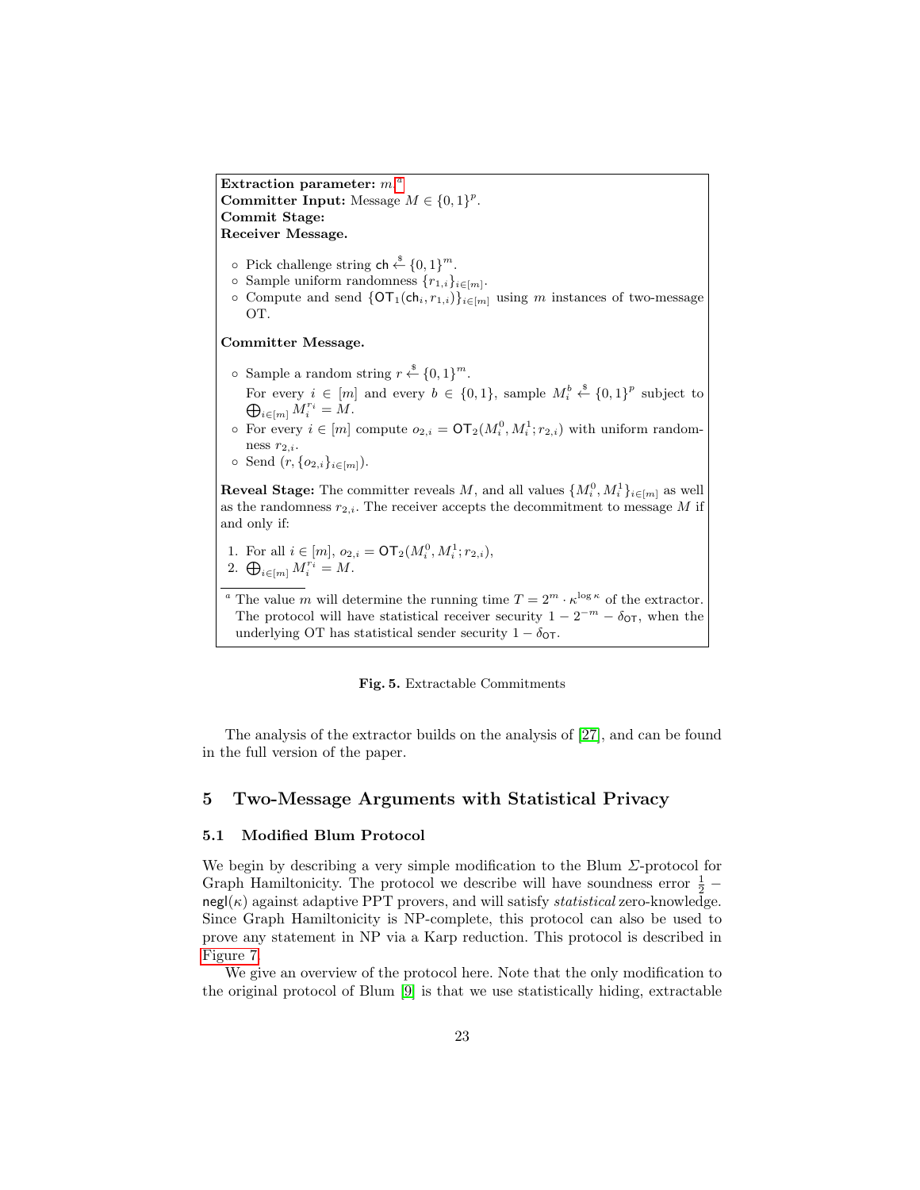**Extraction parameter:** $m$.[a]

**Committer Input:** Message $M \in \{0,1\}^p$.

**Commit Stage:**

**Receiver Message.**

- Pick challenge string $\mathsf{ch} \xleftarrow{\$} \{0,1\}^m$.
- Sample uniform randomness $\{r_{1,i}\}_{i \in [m]}$.
- Compute and send $\{\mathsf{OT}_1(\mathsf{ch}_i, r_{1,i})\}_{i \in [m]}$ using $m$ instances of two-message OT.

**Committer Message.**

- Sample a random string $r \xleftarrow{\$} \{0,1\}^m$.
  For every $i \in [m]$ and every $b \in \{0,1\}$, sample $M_i^b \xleftarrow{\$} \{0,1\}^p$ subject to $\bigoplus_{i \in [m]} M_i^{r_i} = M$.
- For every $i \in [m]$ compute $o_{2,i} = \mathsf{OT}_2(M_i^0, M_i^1; r_{2,i})$ with uniform randomness $r_{2,i}$.
- Send $(r, \{o_{2,i}\}_{i \in [m]})$.

**Reveal Stage:** The committer reveals $M$, and all values $\{M_i^0, M_i^1\}_{i \in [m]}$ as well as the randomness $r_{2,i}$. The receiver accepts the decommitment to message $M$ if and only if:

1. For all $i \in [m]$, $o_{2,i} = \mathsf{OT}_2(M_i^0, M_i^1; r_{2,i})$,
2. $\bigoplus_{i \in [m]} M_i^{r_i} = M$.

[a] The value $m$ will determine the running time $T = 2^m \cdot \kappa^{\log \kappa}$ of the extractor. The protocol will have statistical receiver security $1 - 2^{-m} - \delta_{\mathsf{OT}}$, when the underlying OT has statistical sender security $1 - \delta_{\mathsf{OT}}$.

**Fig. 5.** Extractable Commitments

The analysis of the extractor builds on the analysis of [27], and can be found in the full version of the paper.

## 5 Two-Message Arguments with Statistical Privacy

### 5.1 Modified Blum Protocol

We begin by describing a very simple modification to the Blum $\Sigma$-protocol for Graph Hamiltonicity. The protocol we describe will have soundness error $\frac{1}{2} - \mathsf{negl}(\kappa)$ against adaptive PPT provers, and will satisfy *statistical* zero-knowledge. Since Graph Hamiltonicity is NP-complete, this protocol can also be used to prove any statement in NP via a Karp reduction. This protocol is described in Figure 7.

We give an overview of the protocol here. Note that the only modification to the original protocol of Blum [9] is that we use statistically hiding, extractable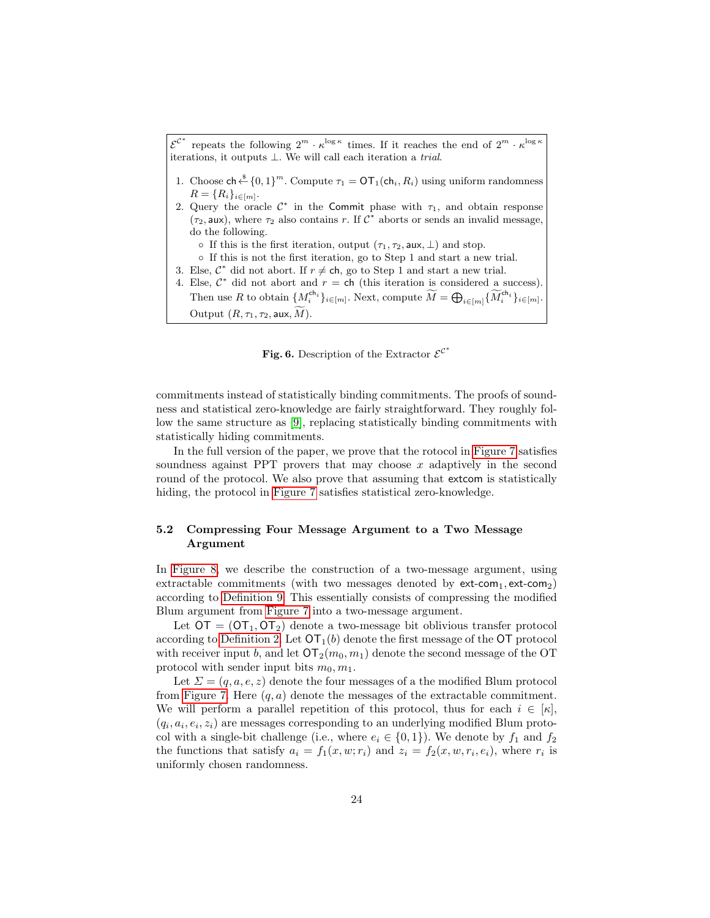$\mathcal{E}^{\mathcal{C}^*}$ repeats the following $2^m \cdot \kappa^{\log \kappa}$ times. If it reaches the end of $2^m \cdot \kappa^{\log \kappa}$ iterations, it outputs $\perp$. We will call each iteration a *trial*.

1. Choose $\mathsf{ch} \xleftarrow{\$} \{0,1\}^m$. Compute $\tau_1 = \mathsf{OT}_1(\mathsf{ch}_i, R_i)$ using uniform randomness $R = \{R_i\}_{i \in [m]}$.
2. Query the oracle $\mathcal{C}^*$ in the $\mathsf{Commit}$ phase with $\tau_1$, and obtain response $(\tau_2, \mathsf{aux})$, where $\tau_2$ also contains $r$. If $\mathcal{C}^*$ aborts or sends an invalid message, do the following.
   - If this is the first iteration, output $(\tau_1, \tau_2, \mathsf{aux}, \perp)$ and stop.
   - If this is not the first iteration, go to Step 1 and start a new trial.
3. Else, $\mathcal{C}^*$ did not abort. If $r \neq \mathsf{ch}$, go to Step 1 and start a new trial.
4. Else, $\mathcal{C}^*$ did not abort and $r = \mathsf{ch}$ (this iteration is considered a success). Then use $R$ to obtain $\{M_i^{\mathsf{ch}_i}\}_{i \in [m]}$. Next, compute $\widetilde{M} = \bigoplus_{i \in [m]} \{\widetilde{M}_i^{\mathsf{ch}_i}\}_{i \in [m]}$. Output $(R, \tau_1, \tau_2, \mathsf{aux}, \widetilde{M})$.

**Fig. 6.** Description of the Extractor $\mathcal{E}^{\mathcal{C}^*}$

commitments instead of statistically binding commitments. The proofs of soundness and statistical zero-knowledge are fairly straightforward. They roughly follow the same structure as [9], replacing statistically binding commitments with statistically hiding commitments.

In the full version of the paper, we prove that the rotocol in Figure 7 satisfies soundness against PPT provers that may choose $x$ adaptively in the second round of the protocol. We also prove that assuming that $\mathsf{extcom}$ is statistically hiding, the protocol in Figure 7 satisfies statistical zero-knowledge.

### 5.2 Compressing Four Message Argument to a Two Message Argument

In Figure 8, we describe the construction of a two-message argument, using extractable commitments (with two messages denoted by $\mathsf{ext\text{-}com}_1, \mathsf{ext\text{-}com}_2$) according to Definition 9. This essentially consists of compressing the modified Blum argument from Figure 7 into a two-message argument.

Let $\mathsf{OT} = (\mathsf{OT}_1, \mathsf{OT}_2)$ denote a two-message bit oblivious transfer protocol according to Definition 2. Let $\mathsf{OT}_1(b)$ denote the first message of the $\mathsf{OT}$ protocol with receiver input $b$, and let $\mathsf{OT}_2(m_0, m_1)$ denote the second message of the OT protocol with sender input bits $m_0, m_1$.

Let $\Sigma = (q, a, e, z)$ denote the four messages of a the modified Blum protocol from Figure 7. Here $(q, a)$ denote the messages of the extractable commitment. We will perform a parallel repetition of this protocol, thus for each $i \in [\kappa]$, $(q_i, a_i, e_i, z_i)$ are messages corresponding to an underlying modified Blum protocol with a single-bit challenge (i.e., where $e_i \in \{0,1\}$). We denote by $f_1$ and $f_2$ the functions that satisfy $a_i = f_1(x, w; r_i)$ and $z_i = f_2(x, w, r_i, e_i)$, where $r_i$ is uniformly chosen randomness.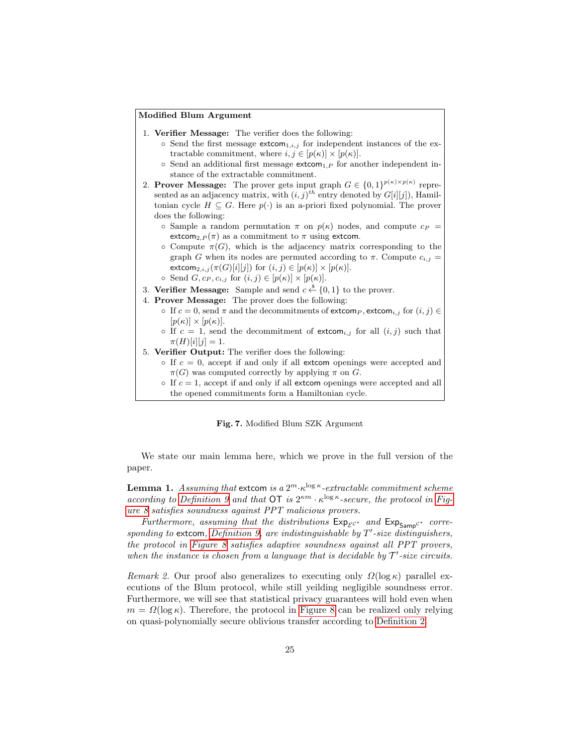**Modified Blum Argument**

1. **Verifier Message:** The verifier does the following:
   - Send the first message $\mathsf{extcom}_{1,i,j}$ for independent instances of the extractable commitment, where $i, j \in [p(\kappa)] \times [p(\kappa)]$.
   - Send an additional first message $\mathsf{extcom}_{1,P}$ for another independent instance of the extractable commitment.
2. **Prover Message:** The prover gets input graph $G \in \{0,1\}^{p(\kappa)\times p(\kappa)}$ represented as an adjacency matrix, with $(i,j)^{th}$ entry denoted by $G[i][j]$), Hamiltonian cycle $H \subseteq G$. Here $p(\cdot)$ is an a-priori fixed polynomial. The prover does the following:
   - Sample a random permutation $\pi$ on $p(\kappa)$ nodes, and compute $c_P = \mathsf{extcom}_{2,P}(\pi)$ as a commitment to $\pi$ using $\mathsf{extcom}$.
   - Compute $\pi(G)$, which is the adjacency matrix corresponding to the graph $G$ when its nodes are permuted according to $\pi$. Compute $c_{i,j} = \mathsf{extcom}_{2,i,j}(\pi(G)[i][j])$ for $(i,j) \in [p(\kappa)] \times [p(\kappa)]$.
   - Send $G, c_P, c_{i,j}$ for $(i,j) \in [p(\kappa)] \times [p(\kappa)]$.
3. **Verifier Message:** Sample and send $c \xleftarrow{\$} \{0,1\}$ to the prover.
4. **Prover Message:** The prover does the following:
   - If $c = 0$, send $\pi$ and the decommitments of $\mathsf{extcom}_P, \mathsf{extcom}_{i,j}$ for $(i,j) \in [p(\kappa)] \times [p(\kappa)]$.
   - If $c = 1$, send the decommitment of $\mathsf{extcom}_{i,j}$ for all $(i,j)$ such that $\pi(H)[i][j] = 1$.
5. **Verifier Output:** The verifier does the following:
   - If $c = 0$, accept if and only if all $\mathsf{extcom}$ openings were accepted and $\pi(G)$ was computed correctly by applying $\pi$ on $G$.
   - If $c = 1$, accept if and only if all $\mathsf{extcom}$ openings were accepted and all the opened commitments form a Hamiltonian cycle.

**Fig. 7.** Modified Blum SZK Argument

We state our main lemma here, which we prove in the full version of the paper.

**Lemma 1.** *Assuming that* $\mathsf{extcom}$ *is a* $2^m \cdot \kappa^{\log \kappa}$*-extractable commitment scheme according to Definition 9 and that* $\mathsf{OT}$ *is* $2^{\kappa m} \cdot \kappa^{\log \kappa}$*-secure, the protocol in Figure 8 satisfies soundness against PPT malicious provers.*

*Furthermore, assuming that the distributions* $\mathsf{Exp}_{\mathcal{E}^{C^*}}$ *and* $\mathsf{Exp}_{\mathsf{Samp}^{C^*}}$ *corresponding to* $\mathsf{extcom}$*, Definition 9, are indistinguishable by* $T'$*-size distinguishers, the protocol in Figure 8 satisfies adaptive soundness against all PPT provers, when the instance is chosen from a language that is decidable by* $\mathcal{T}'$*-size circuits.*

*Remark 2.* Our proof also generalizes to executing only $\Omega(\log \kappa)$ parallel executions of the Blum protocol, while still yeilding negligible soundness error. Furthermore, we will see that statistical privacy guarantees will hold even when $m = \Omega(\log \kappa)$. Therefore, the protocol in Figure 8 can be realized only relying on quasi-polynomially secure oblivious transfer according to Definition 2.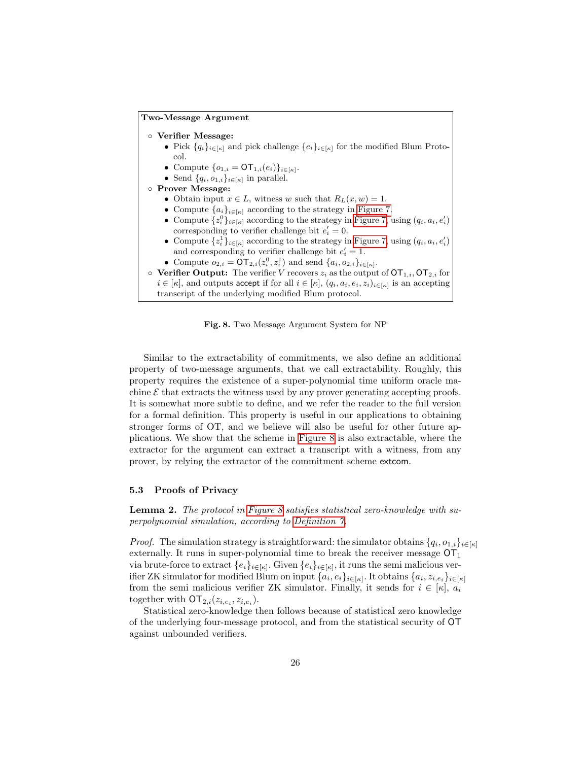**Two-Message Argument**

- **Verifier Message:**
  - Pick $\{q_i\}_{i\in[\kappa]}$ and pick challenge $\{e_i\}_{i\in[\kappa]}$ for the modified Blum Protocol.
  - Compute $\{o_{1,i} = \mathsf{OT}_{1,i}(e_i)\}_{i\in[\kappa]}$.
  - Send $\{q_i, o_{1,i}\}_{i\in[\kappa]}$ in parallel.
- **Prover Message:**
  - Obtain input $x \in L$, witness $w$ such that $R_L(x, w) = 1$.
  - Compute $\{a_i\}_{i\in[\kappa]}$ according to the strategy in Figure 7.
  - Compute $\{z_i^0\}_{i\in[\kappa]}$ according to the strategy in Figure 7, using $(q_i, a_i, e_i')$ corresponding to verifier challenge bit $e_i' = 0$.
  - Compute $\{z_i^1\}_{i\in[\kappa]}$ according to the strategy in Figure 7, using $(q_i, a_i, e_i')$ and corresponding to verifier challenge bit $e_i' = 1$.
  - Compute $o_{2,i} = \mathsf{OT}_{2,i}(z_i^0, z_i^1)$ and send $\{a_i, o_{2,i}\}_{i\in[\kappa]}$.
- **Verifier Output:** The verifier $V$ recovers $z_i$ as the output of $\mathsf{OT}_{1,i}, \mathsf{OT}_{2,i}$ for $i \in [\kappa]$, and outputs $\mathsf{accept}$ if for all $i \in [\kappa]$, $(q_i, a_i, e_i, z_i)_{i\in[\kappa]}$ is an accepting transcript of the underlying modified Blum protocol.

**Fig. 8.** Two Message Argument System for NP

Similar to the extractability of commitments, we also define an additional property of two-message arguments, that we call extractability. Roughly, this property requires the existence of a super-polynomial time uniform oracle machine $\mathcal{E}$ that extracts the witness used by any prover generating accepting proofs. It is somewhat more subtle to define, and we refer the reader to the full version for a formal definition. This property is useful in our applications to obtaining stronger forms of OT, and we believe will also be useful for other future applications. We show that the scheme in Figure 8 is also extractable, where the extractor for the argument can extract a transcript with a witness, from any prover, by relying the extractor of the commitment scheme $\mathsf{extcom}$.

### 5.3 Proofs of Privacy

**Lemma 2.** *The protocol in Figure 8 satisfies statistical zero-knowledge with superpolynomial simulation, according to Definition 7.*

*Proof.* The simulation strategy is straightforward: the simulator obtains $\{q_i, o_{1,i}\}_{i\in[\kappa]}$ externally. It runs in super-polynomial time to break the receiver message $\mathsf{OT}_1$ via brute-force to extract $\{e_i\}_{i\in[\kappa]}$. Given $\{e_i\}_{i\in[\kappa]}$, it runs the semi malicious verifier ZK simulator for modified Blum on input $\{a_i, e_i\}_{i\in[\kappa]}$. It obtains $\{a_i, z_{i,e_i}\}_{i\in[\kappa]}$ from the semi malicious verifier ZK simulator. Finally, it sends for $i \in [\kappa]$, $a_i$ together with $\mathsf{OT}_{2,i}(z_{i,e_i}, z_{i,e_i})$.

Statistical zero-knowledge then follows because of statistical zero knowledge of the underlying four-message protocol, and from the statistical security of $\mathsf{OT}$ against unbounded verifiers.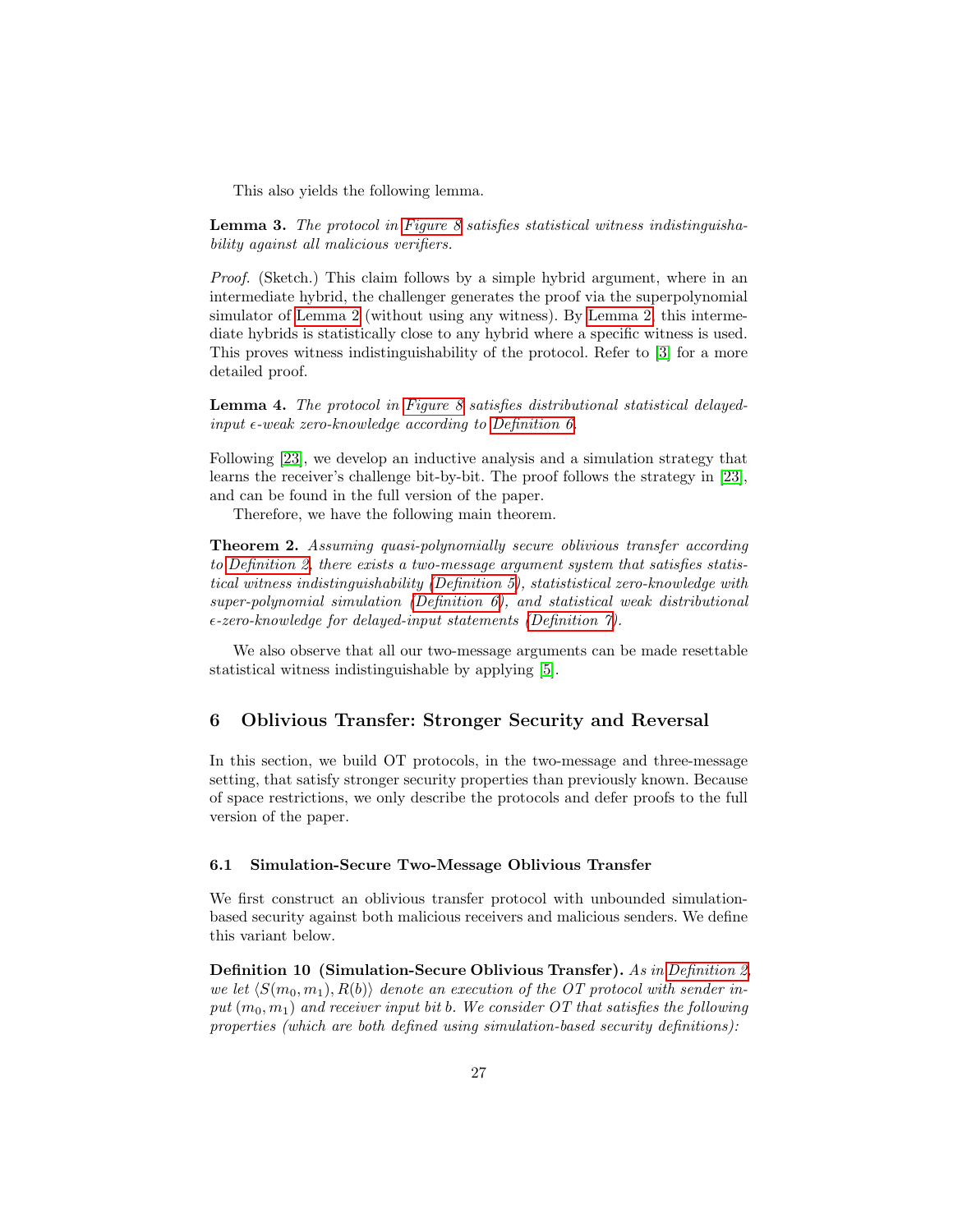This also yields the following lemma.

**Lemma 3.** *The protocol in Figure 8 satisfies statistical witness indistinguishability against all malicious verifiers.*

*Proof.* (Sketch.) This claim follows by a simple hybrid argument, where in an intermediate hybrid, the challenger generates the proof via the superpolynomial simulator of Lemma 2 (without using any witness). By Lemma 2, this intermediate hybrids is statistically close to any hybrid where a specific witness is used. This proves witness indistinguishability of the protocol. Refer to [3] for a more detailed proof.

**Lemma 4.** *The protocol in Figure 8 satisfies distributional statistical delayed-input $\epsilon$-weak zero-knowledge according to Definition 6.*

Following [23], we develop an inductive analysis and a simulation strategy that learns the receiver's challenge bit-by-bit. The proof follows the strategy in [23], and can be found in the full version of the paper.

Therefore, we have the following main theorem.

**Theorem 2.** *Assuming quasi-polynomially secure oblivious transfer according to Definition 2, there exists a two-message argument system that satisfies statistical witness indistinguishability (Definition 5), statistical zero-knowledge with super-polynomial simulation (Definition 6), and statistical weak distributional $\epsilon$-zero-knowledge for delayed-input statements (Definition 7).*

We also observe that all our two-message arguments can be made resettable statistical witness indistinguishable by applying [5].

## 6 Oblivious Transfer: Stronger Security and Reversal

In this section, we build OT protocols, in the two-message and three-message setting, that satisfy stronger security properties than previously known. Because of space restrictions, we only describe the protocols and defer proofs to the full version of the paper.

### 6.1 Simulation-Secure Two-Message Oblivious Transfer

We first construct an oblivious transfer protocol with unbounded simulation-based security against both malicious receivers and malicious senders. We define this variant below.

**Definition 10 (Simulation-Secure Oblivious Transfer).** *As in Definition 2, we let $\langle S(m_0, m_1), R(b) \rangle$ denote an execution of the OT protocol with sender input $(m_0, m_1)$ and receiver input bit $b$. We consider OT that satisfies the following properties (which are both defined using simulation-based security definitions):*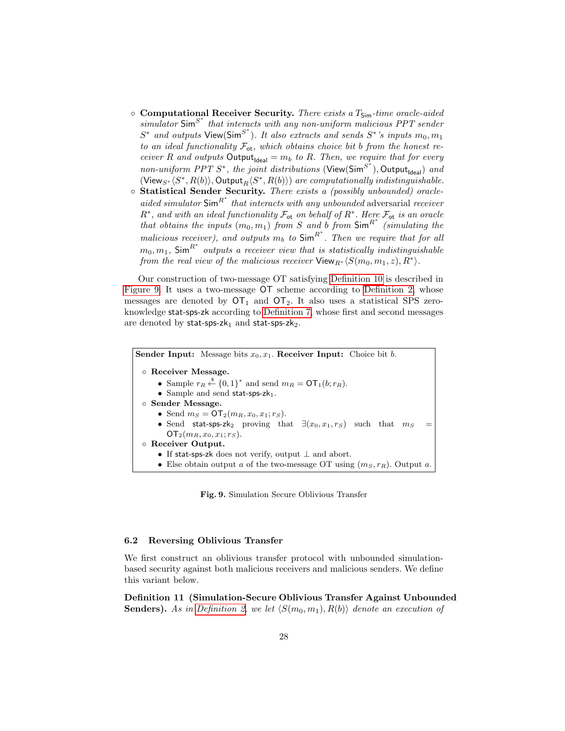- **Computational Receiver Security.** *There exists a $T_{\mathsf{Sim}}$-time oracle-aided simulator $\mathsf{Sim}^{S^*}$ that interacts with any non-uniform malicious PPT sender $S^*$ and outputs $\mathsf{View}(\mathsf{Sim}^{S^*})$. It also extracts and sends $S^*$'s inputs $m_0, m_1$ to an ideal functionality $\mathcal{F}_{\mathsf{ot}}$, which obtains choice bit $b$ from the honest receiver $R$ and outputs $\mathsf{Output}_{\mathsf{Ideal}} = m_b$ to $R$. Then, we require that for every non-uniform PPT $S^*$, the joint distributions $(\mathsf{View}(\mathsf{Sim}^{S^*}), \mathsf{Output}_{\mathsf{Ideal}})$ and $(\mathsf{View}_{S^*}\langle S^*, R(b)\rangle, \mathsf{Output}_R\langle S^*, R(b)\rangle)$ are computationally indistinguishable.*
- **Statistical Sender Security.** *There exists a (possibly unbounded) oracle-aided simulator $\mathsf{Sim}^{R^*}$ that interacts with any unbounded* adversarial *receiver $R^*$, and with an ideal functionality $\mathcal{F}_{\mathsf{ot}}$ on behalf of $R^*$. Here $\mathcal{F}_{\mathsf{ot}}$ is an oracle that obtains the inputs $(m_0, m_1)$ from $S$ and $b$ from $\mathsf{Sim}^{R^*}$ (simulating the malicious receiver), and outputs $m_b$ to $\mathsf{Sim}^{R^*}$. Then we require that for all $m_0, m_1$, $\mathsf{Sim}^{R^*}$ outputs a receiver view that is statistically indistinguishable from the real view of the malicious receiver $\mathsf{View}_{R^*}\langle S(m_0, m_1, z), R^*\rangle$.*

Our construction of two-message OT satisfying Definition 10 is described in Figure 9. It uses a two-message $\mathsf{OT}$ scheme according to Definition 2, whose messages are denoted by $\mathsf{OT}_1$ and $\mathsf{OT}_2$. It also uses a statistical SPS zero-knowledge stat-sps-zk according to Definition 7, whose first and second messages are denoted by $\mathsf{stat\text{-}sps\text{-}zk}_1$ and $\mathsf{stat\text{-}sps\text{-}zk}_2$.

**Sender Input:** Message bits $x_0, x_1$. **Receiver Input:** Choice bit $b$.

- **Receiver Message.**
  - Sample $r_R \xleftarrow{\$} \{0,1\}^*$ and send $m_R = \mathsf{OT}_1(b; r_R)$.
  - Sample and send $\mathsf{stat\text{-}sps\text{-}zk}_1$.
- **Sender Message.**
  - Send $m_S = \mathsf{OT}_2(m_R, x_0, x_1; r_S)$.
  - Send $\mathsf{stat\text{-}sps\text{-}zk}_2$ proving that $\exists (x_0, x_1, r_S)$ such that $m_S = \mathsf{OT}_2(m_R, x_0, x_1; r_S)$.
- **Receiver Output.**
  - If stat-sps-zk does not verify, output $\perp$ and abort.
  - Else obtain output $a$ of the two-message OT using $(m_S, r_R)$. Output $a$.

**Fig. 9.** Simulation Secure Oblivious Transfer

### 6.2 Reversing Oblivious Transfer

We first construct an oblivious transfer protocol with unbounded simulation-based security against both malicious receivers and malicious senders. We define this variant below.

**Definition 11 (Simulation-Secure Oblivious Transfer Against Unbounded Senders).** *As in Definition 2, we let $\langle S(m_0, m_1), R(b)\rangle$ denote an execution of*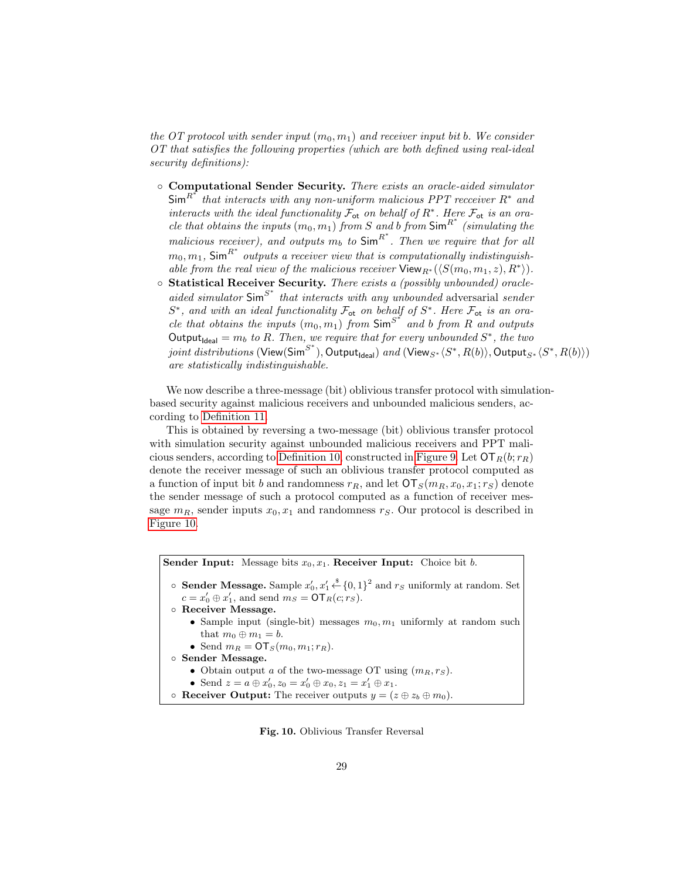*the OT protocol with sender input $(m_0, m_1)$ and receiver input bit $b$. We consider OT that satisfies the following properties (which are both defined using real-ideal security definitions):*

- **Computational Sender Security.** *There exists an oracle-aided simulator $\mathsf{Sim}^{R^*}$ that interacts with any non-uniform malicious PPT recceiver $R^*$ and interacts with the ideal functionality $\mathcal{F}_{\mathsf{ot}}$ on behalf of $R^*$. Here $\mathcal{F}_{\mathsf{ot}}$ is an oracle that obtains the inputs $(m_0, m_1)$ from $S$ and $b$ from $\mathsf{Sim}^{R^*}$ (simulating the malicious receiver), and outputs $m_b$ to $\mathsf{Sim}^{R^*}$. Then we require that for all $m_0, m_1$, $\mathsf{Sim}^{R^*}$ outputs a receiver view that is computationally indistinguishable from the real view of the malicious receiver $\mathsf{View}_{R^*}(\langle S(m_0, m_1, z), R^*\rangle)$.*
- **Statistical Receiver Security.** *There exists a (possibly unbounded) oracle-aided simulator $\mathsf{Sim}^{S^*}$ that interacts with any unbounded* adversarial *sender $S^*$, and with an ideal functionality $\mathcal{F}_{\mathsf{ot}}$ on behalf of $S^*$. Here $\mathcal{F}_{\mathsf{ot}}$ is an oracle that obtains the inputs $(m_0, m_1)$ from $\mathsf{Sim}^{S^*}$ and $b$ from $R$ and outputs $\mathsf{Output}_{\mathsf{Ideal}} = m_b$ to $R$. Then, we require that for every unbounded $S^*$, the two joint distributions $(\mathsf{View}(\mathsf{Sim}^{S^*}), \mathsf{Output}_{\mathsf{Ideal}})$ and $(\mathsf{View}_{S^*}\langle S^*, R(b)\rangle, \mathsf{Output}_{S^*}\langle S^*, R(b)\rangle)$ are statistically indistinguishable.*

We now describe a three-message (bit) oblivious transfer protocol with simulation-based security against malicious receivers and unbounded malicious senders, according to Definition 11.

This is obtained by reversing a two-message (bit) oblivious transfer protocol with simulation security against unbounded malicious receivers and PPT malicious senders, according to Definition 10, constructed in Figure 9. Let $\mathsf{OT}_R(b; r_R)$ denote the receiver message of such an oblivious transfer protocol computed as a function of input bit $b$ and randomness $r_R$, and let $\mathsf{OT}_S(m_R, x_0, x_1; r_S)$ denote the sender message of such a protocol computed as a function of receiver message $m_R$, sender inputs $x_0, x_1$ and randomness $r_S$. Our protocol is described in Figure 10.

**Sender Input:** Message bits $x_0, x_1$. **Receiver Input:** Choice bit $b$.

- **Sender Message.** Sample $x_0', x_1' \xleftarrow{\$} \{0,1\}^2$ and $r_S$ uniformly at random. Set $c = x_0' \oplus x_1'$, and send $m_S = \mathsf{OT}_R(c; r_S)$.
- **Receiver Message.**
  - Sample input (single-bit) messages $m_0, m_1$ uniformly at random such that $m_0 \oplus m_1 = b$.
  - Send $m_R = \mathsf{OT}_S(m_0, m_1; r_R)$.
- **Sender Message.**
  - Obtain output $a$ of the two-message OT using $(m_R, r_S)$.
  - Send $z = a \oplus x_0', z_0 = x_0' \oplus x_0, z_1 = x_1' \oplus x_1$.
- **Receiver Output:** The receiver outputs $y = (z \oplus z_b \oplus m_0)$.

**Fig. 10.** Oblivious Transfer Reversal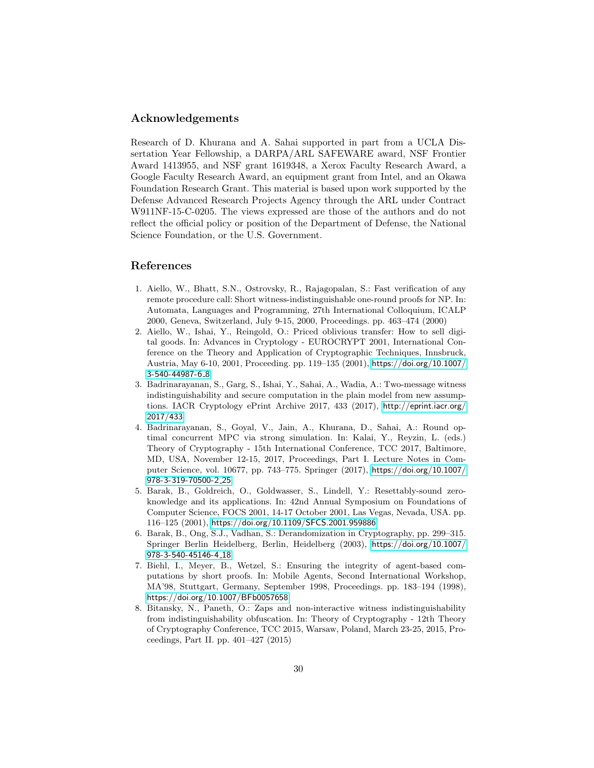## Acknowledgements

Research of D. Khurana and A. Sahai supported in part from a UCLA Dissertation Year Fellowship, a DARPA/ARL SAFEWARE award, NSF Frontier Award 1413955, and NSF grant 1619348, a Xerox Faculty Research Award, a Google Faculty Research Award, an equipment grant from Intel, and an Okawa Foundation Research Grant. This material is based upon work supported by the Defense Advanced Research Projects Agency through the ARL under Contract W911NF-15-C-0205. The views expressed are those of the authors and do not reflect the official policy or position of the Department of Defense, the National Science Foundation, or the U.S. Government.

## References

1. Aiello, W., Bhatt, S.N., Ostrovsky, R., Rajagopalan, S.: Fast verification of any remote procedure call: Short witness-indistinguishable one-round proofs for NP. In: Automata, Languages and Programming, 27th International Colloquium, ICALP 2000, Geneva, Switzerland, July 9-15, 2000, Proceedings. pp. 463–474 (2000)
2. Aiello, W., Ishai, Y., Reingold, O.: Priced oblivious transfer: How to sell digital goods. In: Advances in Cryptology - EUROCRYPT 2001, International Conference on the Theory and Application of Cryptographic Techniques, Innsbruck, Austria, May 6-10, 2001, Proceeding. pp. 119–135 (2001), https://doi.org/10.1007/3-540-44987-6_8
3. Badrinarayanan, S., Garg, S., Ishai, Y., Sahai, A., Wadia, A.: Two-message witness indistinguishability and secure computation in the plain model from new assumptions. IACR Cryptology ePrint Archive 2017, 433 (2017), http://eprint.iacr.org/2017/433
4. Badrinarayanan, S., Goyal, V., Jain, A., Khurana, D., Sahai, A.: Round optimal concurrent MPC via strong simulation. In: Kalai, Y., Reyzin, L. (eds.) Theory of Cryptography - 15th International Conference, TCC 2017, Baltimore, MD, USA, November 12-15, 2017, Proceedings, Part I. Lecture Notes in Computer Science, vol. 10677, pp. 743–775. Springer (2017), https://doi.org/10.1007/978-3-319-70500-2_25
5. Barak, B., Goldreich, O., Goldwasser, S., Lindell, Y.: Resettably-sound zero-knowledge and its applications. In: 42nd Annual Symposium on Foundations of Computer Science, FOCS 2001, 14-17 October 2001, Las Vegas, Nevada, USA. pp. 116–125 (2001), https://doi.org/10.1109/SFCS.2001.959886
6. Barak, B., Ong, S.J., Vadhan, S.: Derandomization in Cryptography, pp. 299–315. Springer Berlin Heidelberg, Berlin, Heidelberg (2003), https://doi.org/10.1007/978-3-540-45146-4_18
7. Biehl, I., Meyer, B., Wetzel, S.: Ensuring the integrity of agent-based computations by short proofs. In: Mobile Agents, Second International Workshop, MA'98, Stuttgart, Germany, September 1998, Proceedings. pp. 183–194 (1998), https://doi.org/10.1007/BFb0057658
8. Bitansky, N., Paneth, O.: Zaps and non-interactive witness indistinguishability from indistinguishability obfuscation. In: Theory of Cryptography - 12th Theory of Cryptography Conference, TCC 2015, Warsaw, Poland, March 23-25, 2015, Proceedings, Part II. pp. 401–427 (2015)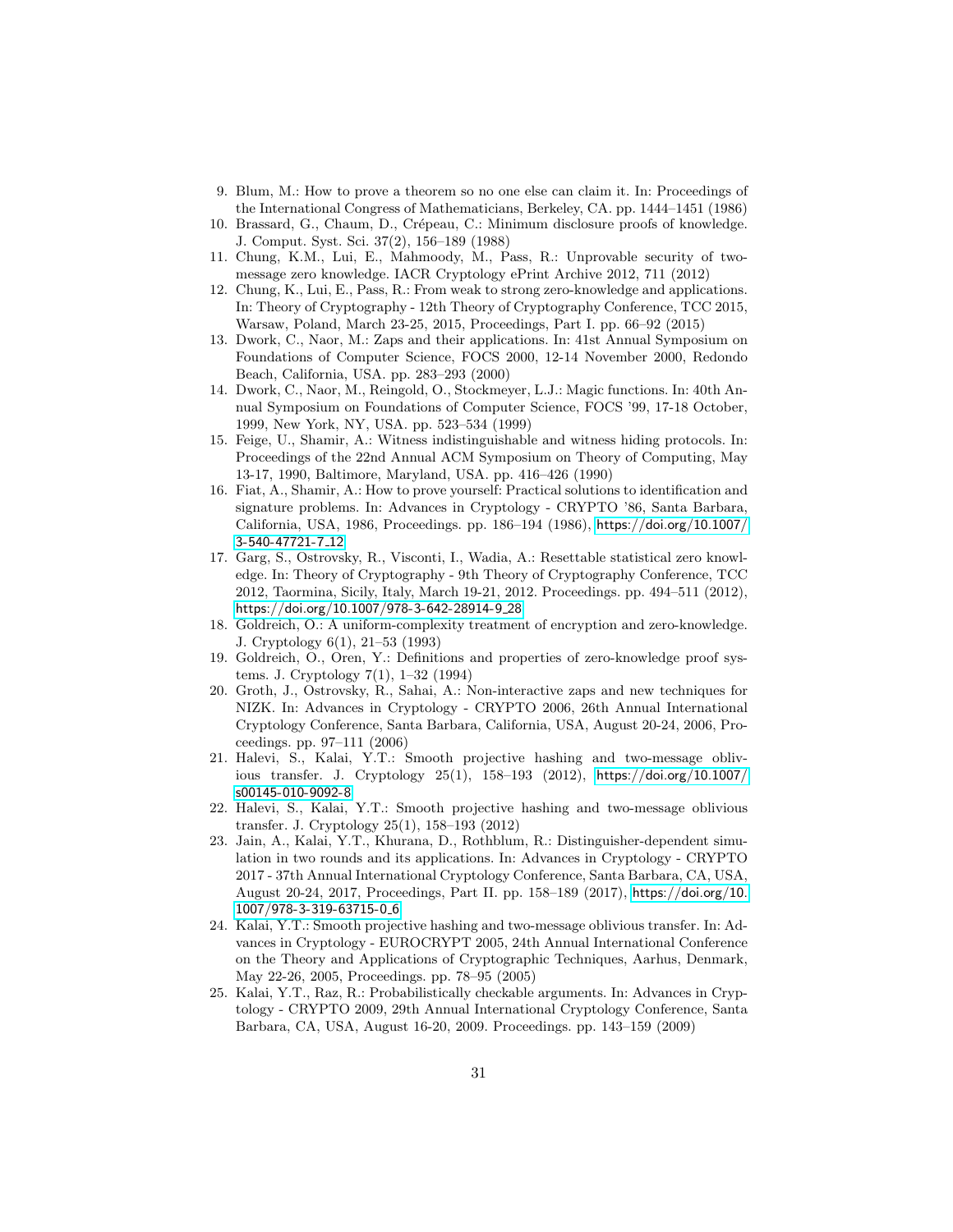9. Blum, M.: How to prove a theorem so no one else can claim it. In: Proceedings of the International Congress of Mathematicians, Berkeley, CA. pp. 1444–1451 (1986)
10. Brassard, G., Chaum, D., Crépeau, C.: Minimum disclosure proofs of knowledge. J. Comput. Syst. Sci. 37(2), 156–189 (1988)
11. Chung, K.M., Lui, E., Mahmoody, M., Pass, R.: Unprovable security of two-message zero knowledge. IACR Cryptology ePrint Archive 2012, 711 (2012)
12. Chung, K., Lui, E., Pass, R.: From weak to strong zero-knowledge and applications. In: Theory of Cryptography - 12th Theory of Cryptography Conference, TCC 2015, Warsaw, Poland, March 23-25, 2015, Proceedings, Part I. pp. 66–92 (2015)
13. Dwork, C., Naor, M.: Zaps and their applications. In: 41st Annual Symposium on Foundations of Computer Science, FOCS 2000, 12-14 November 2000, Redondo Beach, California, USA. pp. 283–293 (2000)
14. Dwork, C., Naor, M., Reingold, O., Stockmeyer, L.J.: Magic functions. In: 40th Annual Symposium on Foundations of Computer Science, FOCS '99, 17-18 October, 1999, New York, NY, USA. pp. 523–534 (1999)
15. Feige, U., Shamir, A.: Witness indistinguishable and witness hiding protocols. In: Proceedings of the 22nd Annual ACM Symposium on Theory of Computing, May 13-17, 1990, Baltimore, Maryland, USA. pp. 416–426 (1990)
16. Fiat, A., Shamir, A.: How to prove yourself: Practical solutions to identification and signature problems. In: Advances in Cryptology - CRYPTO '86, Santa Barbara, California, USA, 1986, Proceedings. pp. 186–194 (1986), https://doi.org/10.1007/3-540-47721-7_12
17. Garg, S., Ostrovsky, R., Visconti, I., Wadia, A.: Resettable statistical zero knowledge. In: Theory of Cryptography - 9th Theory of Cryptography Conference, TCC 2012, Taormina, Sicily, Italy, March 19-21, 2012. Proceedings. pp. 494–511 (2012), https://doi.org/10.1007/978-3-642-28914-9_28
18. Goldreich, O.: A uniform-complexity treatment of encryption and zero-knowledge. J. Cryptology 6(1), 21–53 (1993)
19. Goldreich, O., Oren, Y.: Definitions and properties of zero-knowledge proof systems. J. Cryptology 7(1), 1–32 (1994)
20. Groth, J., Ostrovsky, R., Sahai, A.: Non-interactive zaps and new techniques for NIZK. In: Advances in Cryptology - CRYPTO 2006, 26th Annual International Cryptology Conference, Santa Barbara, California, USA, August 20-24, 2006, Proceedings. pp. 97–111 (2006)
21. Halevi, S., Kalai, Y.T.: Smooth projective hashing and two-message oblivious transfer. J. Cryptology 25(1), 158–193 (2012), https://doi.org/10.1007/s00145-010-9092-8
22. Halevi, S., Kalai, Y.T.: Smooth projective hashing and two-message oblivious transfer. J. Cryptology 25(1), 158–193 (2012)
23. Jain, A., Kalai, Y.T., Khurana, D., Rothblum, R.: Distinguisher-dependent simulation in two rounds and its applications. In: Advances in Cryptology - CRYPTO 2017 - 37th Annual International Cryptology Conference, Santa Barbara, CA, USA, August 20-24, 2017, Proceedings, Part II. pp. 158–189 (2017), https://doi.org/10.1007/978-3-319-63715-0_6
24. Kalai, Y.T.: Smooth projective hashing and two-message oblivious transfer. In: Advances in Cryptology - EUROCRYPT 2005, 24th Annual International Conference on the Theory and Applications of Cryptographic Techniques, Aarhus, Denmark, May 22-26, 2005, Proceedings. pp. 78–95 (2005)
25. Kalai, Y.T., Raz, R.: Probabilistically checkable arguments. In: Advances in Cryptology - CRYPTO 2009, 29th Annual International Cryptology Conference, Santa Barbara, CA, USA, August 16-20, 2009. Proceedings. pp. 143–159 (2009)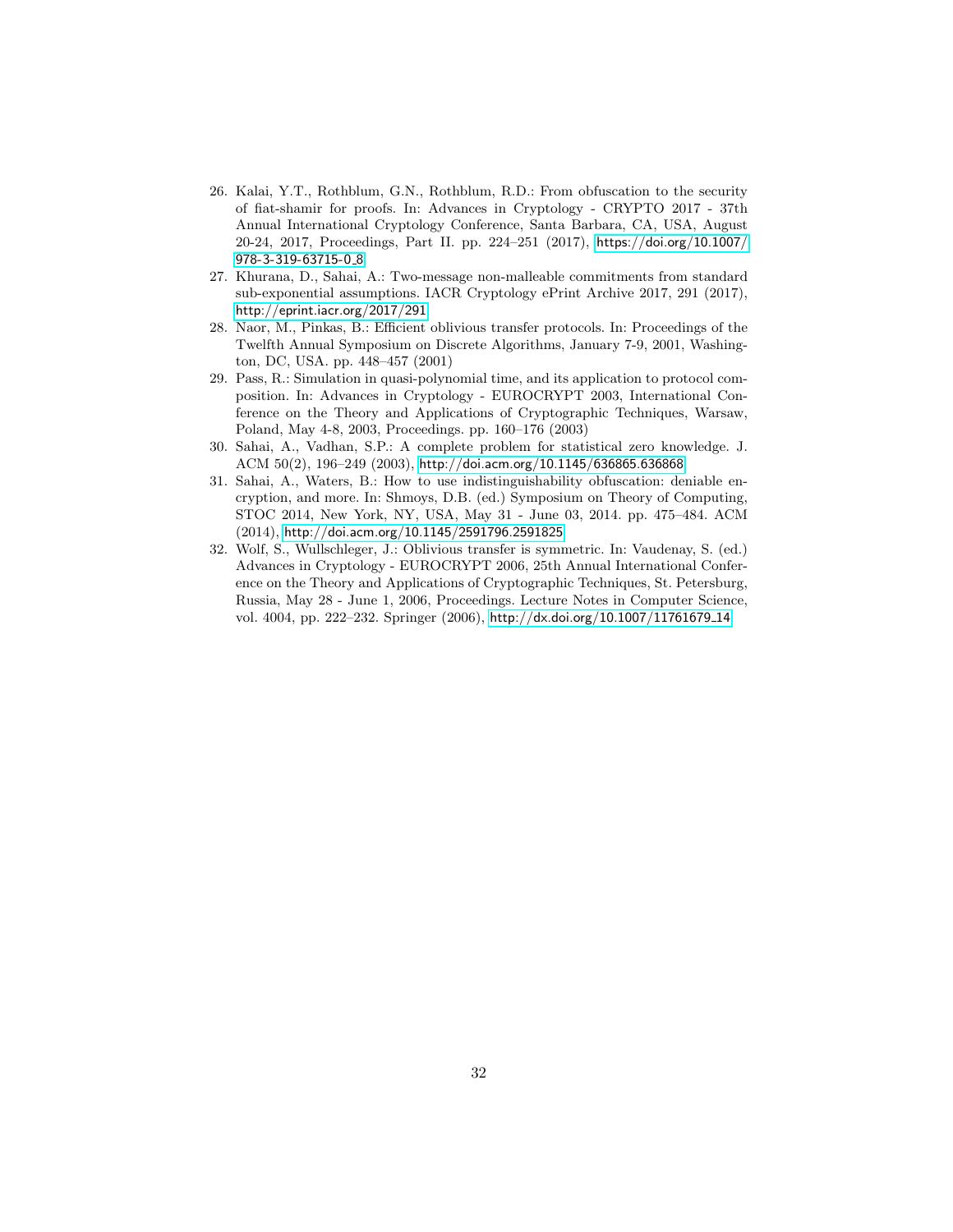26. Kalai, Y.T., Rothblum, G.N., Rothblum, R.D.: From obfuscation to the security of fiat-shamir for proofs. In: Advances in Cryptology - CRYPTO 2017 - 37th Annual International Cryptology Conference, Santa Barbara, CA, USA, August 20-24, 2017, Proceedings, Part II. pp. 224–251 (2017), https://doi.org/10.1007/978-3-319-63715-0_8
27. Khurana, D., Sahai, A.: Two-message non-malleable commitments from standard sub-exponential assumptions. IACR Cryptology ePrint Archive 2017, 291 (2017), http://eprint.iacr.org/2017/291
28. Naor, M., Pinkas, B.: Efficient oblivious transfer protocols. In: Proceedings of the Twelfth Annual Symposium on Discrete Algorithms, January 7-9, 2001, Washington, DC, USA. pp. 448–457 (2001)
29. Pass, R.: Simulation in quasi-polynomial time, and its application to protocol composition. In: Advances in Cryptology - EUROCRYPT 2003, International Conference on the Theory and Applications of Cryptographic Techniques, Warsaw, Poland, May 4-8, 2003, Proceedings. pp. 160–176 (2003)
30. Sahai, A., Vadhan, S.P.: A complete problem for statistical zero knowledge. J. ACM 50(2), 196–249 (2003), http://doi.acm.org/10.1145/636865.636868
31. Sahai, A., Waters, B.: How to use indistinguishability obfuscation: deniable encryption, and more. In: Shmoys, D.B. (ed.) Symposium on Theory of Computing, STOC 2014, New York, NY, USA, May 31 - June 03, 2014. pp. 475–484. ACM (2014), http://doi.acm.org/10.1145/2591796.2591825
32. Wolf, S., Wullschleger, J.: Oblivious transfer is symmetric. In: Vaudenay, S. (ed.) Advances in Cryptology - EUROCRYPT 2006, 25th Annual International Conference on the Theory and Applications of Cryptographic Techniques, St. Petersburg, Russia, May 28 - June 1, 2006, Proceedings. Lecture Notes in Computer Science, vol. 4004, pp. 222–232. Springer (2006), http://dx.doi.org/10.1007/11761679_14